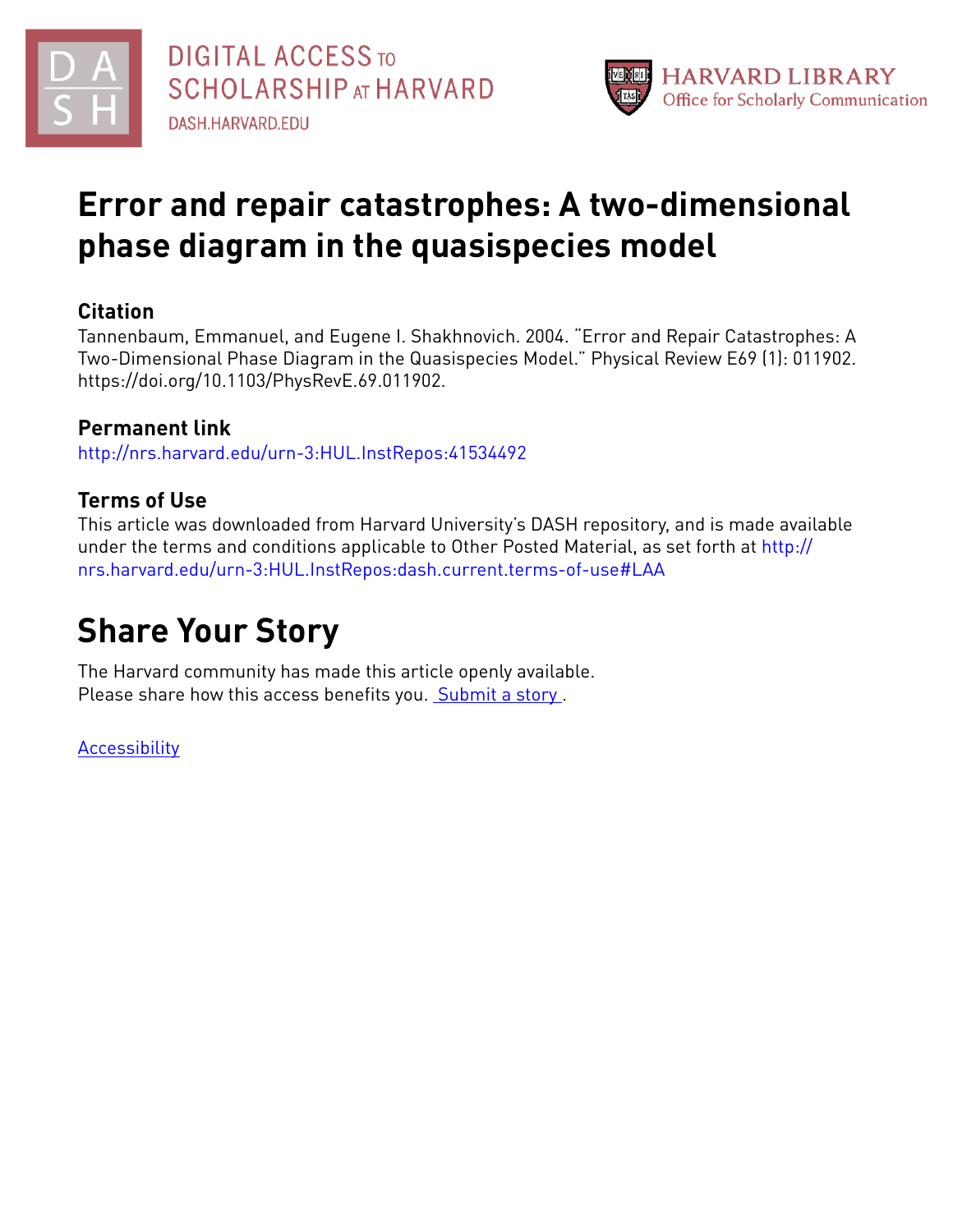DIGITAL ACCESS TO SCHOLARSHIP AT HARVARD

DASH.HARVARD.EDU

HARVARD LIBRARY
Office for Scholarly Communication

# Error and repair catastrophes: A two-dimensional phase diagram in the quasispecies model

## Citation

Tannenbaum, Emmanuel, and Eugene I. Shakhnovich. 2004. “Error and Repair Catastrophes: A Two-Dimensional Phase Diagram in the Quasispecies Model.” Physical Review E69 (1): 011902. https://doi.org/10.1103/PhysRevE.69.011902.

## Permanent link

http://nrs.harvard.edu/urn-3:HUL.InstRepos:41534492

## Terms of Use

This article was downloaded from Harvard University’s DASH repository, and is made available under the terms and conditions applicable to Other Posted Material, as set forth at http://nrs.harvard.edu/urn-3:HUL.InstRepos:dash.current.terms-of-use#LAA

# Share Your Story

The Harvard community has made this article openly available.
Please share how this access benefits you. Submit a story .

Accessibility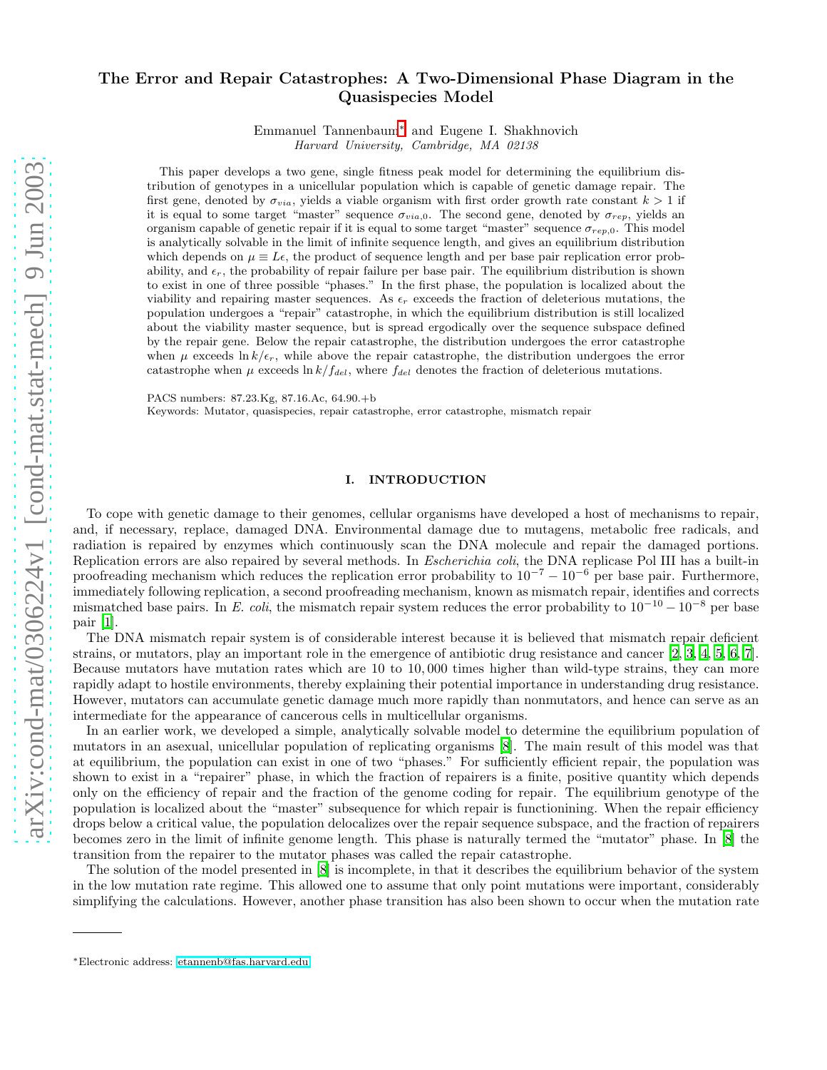# The Error and Repair Catastrophes: A Two-Dimensional Phase Diagram in the Quasispecies Model

Emmanuel Tannenbaum[*] and Eugene I. Shakhnovich

*Harvard University, Cambridge, MA 02138*

This paper develops a two gene, single fitness peak model for determining the equilibrium distribution of genotypes in a unicellular population which is capable of genetic damage repair. The first gene, denoted by $\sigma_{via}$, yields a viable organism with first order growth rate constant $k > 1$ if it is equal to some target "master" sequence $\sigma_{via,0}$. The second gene, denoted by $\sigma_{rep}$, yields an organism capable of genetic repair if it is equal to some target "master" sequence $\sigma_{rep,0}$. This model is analytically solvable in the limit of infinite sequence length, and gives an equilibrium distribution which depends on $\mu \equiv L\epsilon$, the product of sequence length and per base pair replication error probability, and $\epsilon_r$, the probability of repair failure per base pair. The equilibrium distribution is shown to exist in one of three possible "phases." In the first phase, the population is localized about the viability and repairing master sequences. As $\epsilon_r$ exceeds the fraction of deleterious mutations, the population undergoes a "repair" catastrophe, in which the equilibrium distribution is still localized about the viability master sequence, but is spread ergodically over the sequence subspace defined by the repair gene. Below the repair catastrophe, the distribution undergoes the error catastrophe when $\mu$ exceeds $\ln k/\epsilon_r$, while above the repair catastrophe, the distribution undergoes the error catastrophe when $\mu$ exceeds $\ln k/f_{del}$, where $f_{del}$ denotes the fraction of deleterious mutations.

PACS numbers: 87.23.Kg, 87.16.Ac, 64.90.+b

Keywords: Mutator, quasispecies, repair catastrophe, error catastrophe, mismatch repair

## I. INTRODUCTION

To cope with genetic damage to their genomes, cellular organisms have developed a host of mechanisms to repair, and, if necessary, replace, damaged DNA. Environmental damage due to mutagens, metabolic free radicals, and radiation is repaired by enzymes which continuously scan the DNA molecule and repair the damaged portions. Replication errors are also repaired by several methods. In *Escherichia coli*, the DNA replicase Pol III has a built-in proofreading mechanism which reduces the replication error probability to $10^{-7} - 10^{-6}$ per base pair. Furthermore, immediately following replication, a second proofreading mechanism, known as mismatch repair, identifies and corrects mismatched base pairs. In *E. coli*, the mismatch repair system reduces the error probability to $10^{-10} - 10^{-8}$ per base pair [1].

The DNA mismatch repair system is of considerable interest because it is believed that mismatch repair deficient strains, or mutators, play an important role in the emergence of antibiotic drug resistance and cancer [2, 3, 4, 5, 6, 7]. Because mutators have mutation rates which are 10 to 10,000 times higher than wild-type strains, they can more rapidly adapt to hostile environments, thereby explaining their potential importance in understanding drug resistance. However, mutators can accumulate genetic damage much more rapidly than nonmutators, and hence can serve as an intermediate for the appearance of cancerous cells in multicellular organisms.

In an earlier work, we developed a simple, analytically solvable model to determine the equilibrium population of mutators in an asexual, unicellular population of replicating organisms [8]. The main result of this model was that at equilibrium, the population can exist in one of two "phases." For sufficiently efficient repair, the population was shown to exist in a "repairer" phase, in which the fraction of repairers is a finite, positive quantity which depends only on the efficiency of repair and the fraction of the genome coding for repair. The equilibrium genotype of the population is localized about the "master" subsequence for which repair is functionining. When the repair efficiency drops below a critical value, the population delocalizes over the repair sequence subspace, and the fraction of repairers becomes zero in the limit of infinite genome length. This phase is naturally termed the "mutator" phase. In [8] the transition from the repairer to the mutator phases was called the repair catastrophe.

The solution of the model presented in [8] is incomplete, in that it describes the equilibrium behavior of the system in the low mutation rate regime. This allowed one to assume that only point mutations were important, considerably simplifying the calculations. However, another phase transition has also been shown to occur when the mutation rate

[*]Electronic address: etannenb@fas.harvard.edu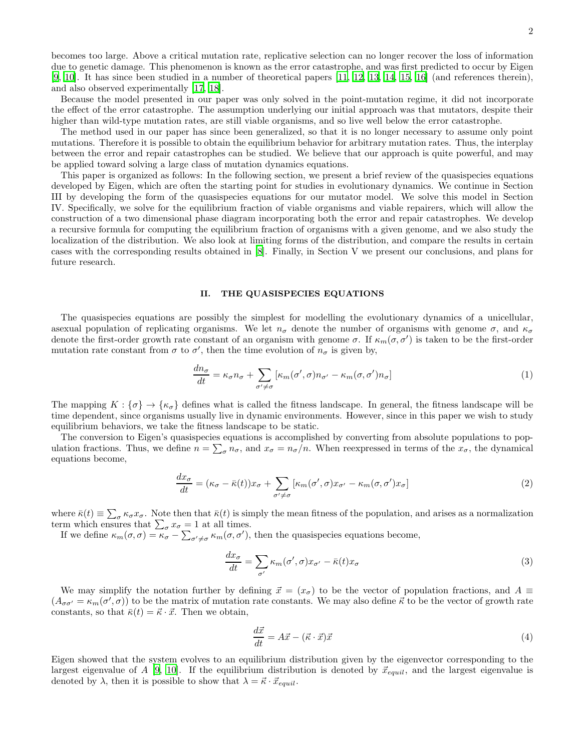becomes too large. Above a critical mutation rate, replicative selection can no longer recover the loss of information due to genetic damage. This phenomenon is known as the error catastrophe, and was first predicted to occur by Eigen [9, 10]. It has since been studied in a number of theoretical papers [11, 12, 13, 14, 15, 16] (and references therein), and also observed experimentally [17, 18].

Because the model presented in our paper was only solved in the point-mutation regime, it did not incorporate the effect of the error catastrophe. The assumption underlying our initial approach was that mutators, despite their higher than wild-type mutation rates, are still viable organisms, and so live well below the error catastrophe.

The method used in our paper has since been generalized, so that it is no longer necessary to assume only point mutations. Therefore it is possible to obtain the equilibrium behavior for arbitrary mutation rates. Thus, the interplay between the error and repair catastrophes can be studied. We believe that our approach is quite powerful, and may be applied toward solving a large class of mutation dynamics equations.

This paper is organized as follows: In the following section, we present a brief review of the quasispecies equations developed by Eigen, which are often the starting point for studies in evolutionary dynamics. We continue in Section III by developing the form of the quasispecies equations for our mutator model. We solve this model in Section IV. Specifically, we solve for the equilibrium fraction of viable organisms and viable repairers, which will allow the construction of a two dimensional phase diagram incorporating both the error and repair catastrophes. We develop a recursive formula for computing the equilibrium fraction of organisms with a given genome, and we also study the localization of the distribution. We also look at limiting forms of the distribution, and compare the results in certain cases with the corresponding results obtained in [8]. Finally, in Section V we present our conclusions, and plans for future research.

## II. THE QUASISPECIES EQUATIONS

The quasispecies equations are possibly the simplest for modelling the evolutionary dynamics of a unicellular, asexual population of replicating organisms. We let $n_\sigma$ denote the number of organisms with genome $\sigma$, and $\kappa_\sigma$ denote the first-order growth rate constant of an organism with genome $\sigma$. If $\kappa_m(\sigma, \sigma')$ is taken to be the first-order mutation rate constant from $\sigma$ to $\sigma'$, then the time evolution of $n_\sigma$ is given by,

$$\frac{dn_\sigma}{dt} = \kappa_\sigma n_\sigma + \sum_{\sigma' \neq \sigma} [\kappa_m(\sigma', \sigma) n_{\sigma'} - \kappa_m(\sigma, \sigma') n_\sigma] \tag{1}$$

The mapping $K : \{\sigma\} \to \{\kappa_\sigma\}$ defines what is called the fitness landscape. In general, the fitness landscape will be time dependent, since organisms usually live in dynamic environments. However, since in this paper we wish to study equilibrium behaviors, we take the fitness landscape to be static.

The conversion to Eigen's quasispecies equations is accomplished by converting from absolute populations to population fractions. Thus, we define $n = \sum_\sigma n_\sigma$, and $x_\sigma = n_\sigma / n$. When reexpressed in terms of the $x_\sigma$, the dynamical equations become,

$$\frac{dx_\sigma}{dt} = (\kappa_\sigma - \bar{\kappa}(t)) x_\sigma + \sum_{\sigma' \neq \sigma} [\kappa_m(\sigma', \sigma) x_{\sigma'} - \kappa_m(\sigma, \sigma') x_\sigma] \tag{2}$$

where $\bar{\kappa}(t) \equiv \sum_\sigma \kappa_\sigma x_\sigma$. Note then that $\bar{\kappa}(t)$ is simply the mean fitness of the population, and arises as a normalization term which ensures that $\sum_\sigma x_\sigma = 1$ at all times.

If we define $\kappa_m(\sigma, \sigma) = \kappa_\sigma - \sum_{\sigma' \neq \sigma} \kappa_m(\sigma, \sigma')$, then the quasispecies equations become,

$$\frac{dx_\sigma}{dt} = \sum_{\sigma'} \kappa_m(\sigma', \sigma) x_{\sigma'} - \bar{\kappa}(t) x_\sigma \tag{3}$$

We may simplify the notation further by defining $\vec{x} = (x_\sigma)$ to be the vector of population fractions, and $A \equiv (A_{\sigma\sigma'} = \kappa_m(\sigma', \sigma))$ to be the matrix of mutation rate constants. We may also define $\vec{\kappa}$ to be the vector of growth rate constants, so that $\bar{\kappa}(t) = \vec{\kappa} \cdot \vec{x}$. Then we obtain,

$$\frac{d\vec{x}}{dt} = A\vec{x} - (\vec{\kappa} \cdot \vec{x})\vec{x} \tag{4}$$

Eigen showed that the system evolves to an equilibrium distribution given by the eigenvector corresponding to the largest eigenvalue of $A$ [9, 10]. If the equilibrium distribution is denoted by $\vec{x}_{equil}$, and the largest eigenvalue is denoted by $\lambda$, then it is possible to show that $\lambda = \vec{\kappa} \cdot \vec{x}_{equil}$.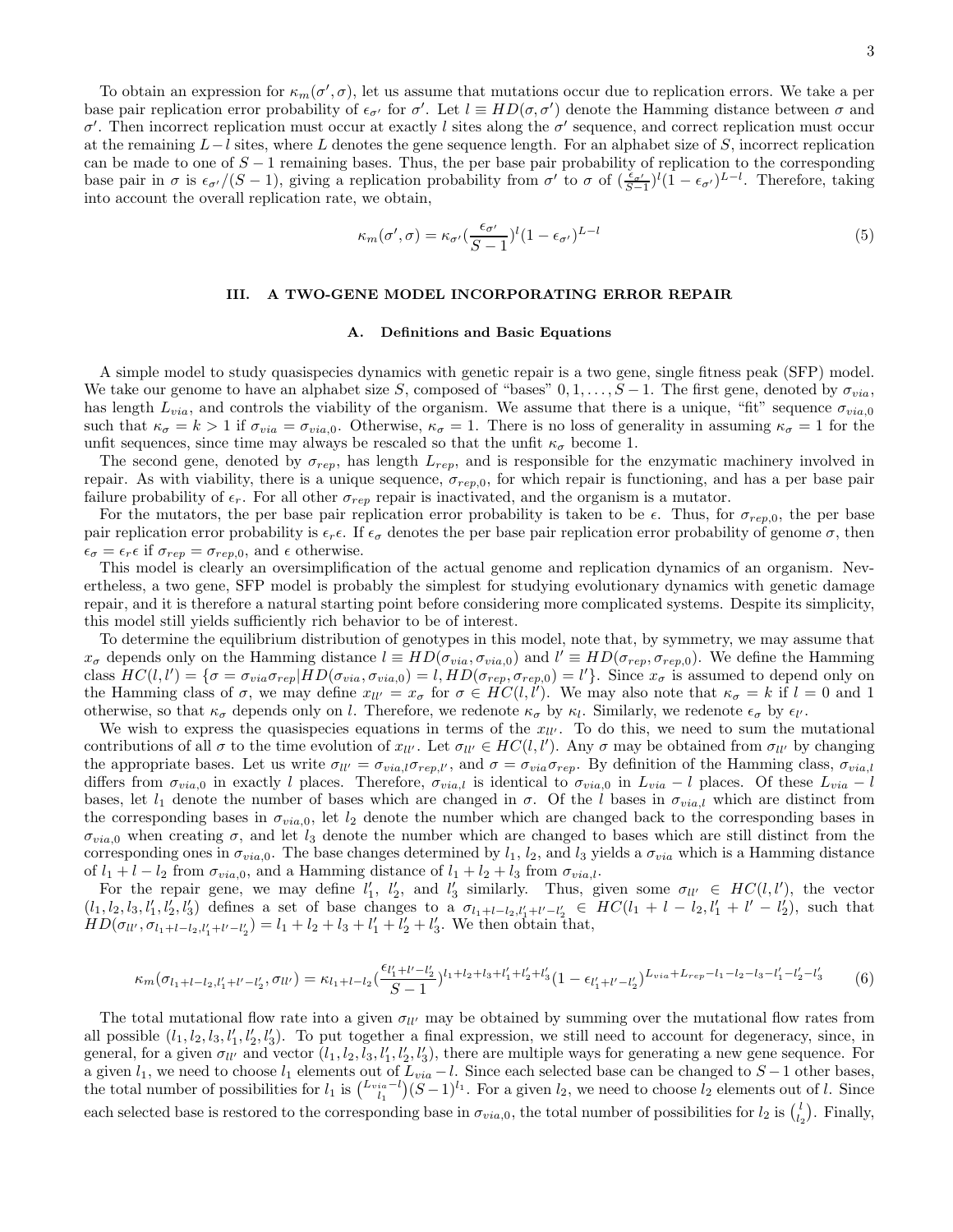To obtain an expression for $\kappa_m(\sigma', \sigma)$, let us assume that mutations occur due to replication errors. We take a per base pair replication error probability of $\epsilon_{\sigma'}$ for $\sigma'$. Let $l \equiv HD(\sigma, \sigma')$ denote the Hamming distance between $\sigma$ and $\sigma'$. Then incorrect replication must occur at exactly $l$ sites along the $\sigma'$ sequence, and correct replication must occur at the remaining $L - l$ sites, where $L$ denotes the gene sequence length. For an alphabet size of $S$, incorrect replication can be made to one of $S - 1$ remaining bases. Thus, the per base pair probability of replication to the corresponding base pair in $\sigma$ is $\epsilon_{\sigma'}/(S-1)$, giving a replication probability from $\sigma'$ to $\sigma$ of $(\frac{\epsilon_{\sigma'}}{S-1})^l (1-\epsilon_{\sigma'})^{L-l}$. Therefore, taking into account the overall replication rate, we obtain,

$$\kappa_m(\sigma', \sigma) = \kappa_{\sigma'} (\frac{\epsilon_{\sigma'}}{S-1})^l (1-\epsilon_{\sigma'})^{L-l} \tag{5}$$

## III. A TWO-GENE MODEL INCORPORATING ERROR REPAIR

### A. Definitions and Basic Equations

A simple model to study quasispecies dynamics with genetic repair is a two gene, single fitness peak (SFP) model. We take our genome to have an alphabet size $S$, composed of "bases" $0, 1, \ldots, S-1$. The first gene, denoted by $\sigma_{via}$, has length $L_{via}$, and controls the viability of the organism. We assume that there is a unique, "fit" sequence $\sigma_{via,0}$ such that $\kappa_\sigma = k > 1$ if $\sigma_{via} = \sigma_{via,0}$. Otherwise, $\kappa_\sigma = 1$. There is no loss of generality in assuming $\kappa_\sigma = 1$ for the unfit sequences, since time may always be rescaled so that the unfit $\kappa_\sigma$ become 1.

The second gene, denoted by $\sigma_{rep}$, has length $L_{rep}$, and is responsible for the enzymatic machinery involved in repair. As with viability, there is a unique sequence, $\sigma_{rep,0}$, for which repair is functioning, and has a per base pair failure probability of $\epsilon_r$. For all other $\sigma_{rep}$ repair is inactivated, and the organism is a mutator.

For the mutators, the per base pair replication error probability is taken to be $\epsilon$. Thus, for $\sigma_{rep,0}$, the per base pair replication error probability is $\epsilon_r \epsilon$. If $\epsilon_\sigma$ denotes the per base pair replication error probability of genome $\sigma$, then $\epsilon_\sigma = \epsilon_r \epsilon$ if $\sigma_{rep} = \sigma_{rep,0}$, and $\epsilon$ otherwise.

This model is clearly an oversimplification of the actual genome and replication dynamics of an organism. Nevertheless, a two gene, SFP model is probably the simplest for studying evolutionary dynamics with genetic damage repair, and it is therefore a natural starting point before considering more complicated systems. Despite its simplicity, this model still yields sufficiently rich behavior to be of interest.

To determine the equilibrium distribution of genotypes in this model, note that, by symmetry, we may assume that $x_\sigma$ depends only on the Hamming distance $l \equiv HD(\sigma_{via}, \sigma_{via,0})$ and $l' \equiv HD(\sigma_{rep}, \sigma_{rep,0})$. We define the Hamming class $HC(l, l') = \{\sigma = \sigma_{via}\sigma_{rep} | HD(\sigma_{via}, \sigma_{via,0}) = l, HD(\sigma_{rep}, \sigma_{rep,0}) = l'\}$. Since $x_\sigma$ is assumed to depend only on the Hamming class of $\sigma$, we may define $x_{ll'} = x_\sigma$ for $\sigma \in HC(l, l')$. We may also note that $\kappa_\sigma = k$ if $l = 0$ and 1 otherwise, so that $\kappa_\sigma$ depends only on $l$. Therefore, we redenote $\kappa_\sigma$ by $\kappa_l$. Similarly, we redenote $\epsilon_\sigma$ by $\epsilon_{l'}$.

We wish to express the quasispecies equations in terms of the $x_{ll'}$. To do this, we need to sum the mutational contributions of all $\sigma$ to the time evolution of $x_{ll'}$. Let $\sigma_{ll'} \in HC(l, l')$. Any $\sigma$ may be obtained from $\sigma_{ll'}$ by changing the appropriate bases. Let us write $\sigma_{ll'} = \sigma_{via,l}\sigma_{rep,l'}$, and $\sigma = \sigma_{via}\sigma_{rep}$. By definition of the Hamming class, $\sigma_{via,l}$ differs from $\sigma_{via,0}$ in exactly $l$ places. Therefore, $\sigma_{via,l}$ is identical to $\sigma_{via,0}$ in $L_{via} - l$ places. Of these $L_{via} - l$ bases, let $l_1$ denote the number of bases which are changed in $\sigma$. Of the $l$ bases in $\sigma_{via,l}$ which are distinct from the corresponding bases in $\sigma_{via,0}$, let $l_2$ denote the number which are changed back to the corresponding bases in $\sigma_{via,0}$ when creating $\sigma$, and let $l_3$ denote the number which are changed to bases which are still distinct from the corresponding ones in $\sigma_{via,0}$. The base changes determined by $l_1$, $l_2$, and $l_3$ yields a $\sigma_{via}$ which is a Hamming distance of $l_1 + l - l_2$ from $\sigma_{via,0}$, and a Hamming distance of $l_1 + l_2 + l_3$ from $\sigma_{via,l}$.

For the repair gene, we may define $l_1'$, $l_2'$, and $l_3'$ similarly. Thus, given some $\sigma_{ll'} \in HC(l, l')$, the vector $(l_1, l_2, l_3, l_1', l_2', l_3')$ defines a set of base changes to a $\sigma_{l_1+l-l_2, l_1'+l'-l_2'} \in HC(l_1 + l - l_2, l_1' + l' - l_2')$, such that $HD(\sigma_{ll'}, \sigma_{l_1+l-l_2, l_1'+l'-l_2'}) = l_1 + l_2 + l_3 + l_1' + l_2' + l_3'$. We then obtain that,

$$\kappa_m(\sigma_{l_1+l-l_2, l_1'+l'-l_2'}, \sigma_{ll'}) = \kappa_{l_1+l-l_2} (\frac{\epsilon_{l_1'+l'-l_2'}}{S-1})^{l_1+l_2+l_3+l_1'+l_2'+l_3'} (1-\epsilon_{l_1'+l'-l_2'})^{L_{via}+L_{rep}-l_1-l_2-l_3-l_1'-l_2'-l_3'} \tag{6}$$

The total mutational flow rate into a given $\sigma_{ll'}$ may be obtained by summing over the mutational flow rates from all possible $(l_1, l_2, l_3, l_1', l_2', l_3')$. To put together a final expression, we still need to account for degeneracy, since, in general, for a given $\sigma_{ll'}$ and vector $(l_1, l_2, l_3, l_1', l_2', l_3')$, there are multiple ways for generating a new gene sequence. For a given $l_1$, we need to choose $l_1$ elements out of $L_{via} - l$. Since each selected base can be changed to $S - 1$ other bases, the total number of possibilities for $l_1$ is $\binom{L_{via}-l}{l_1}(S-1)^{l_1}$. For a given $l_2$, we need to choose $l_2$ elements out of $l$. Since each selected base is restored to the corresponding base in $\sigma_{via,0}$, the total number of possibilities for $l_2$ is $\binom{l}{l_2}$. Finally,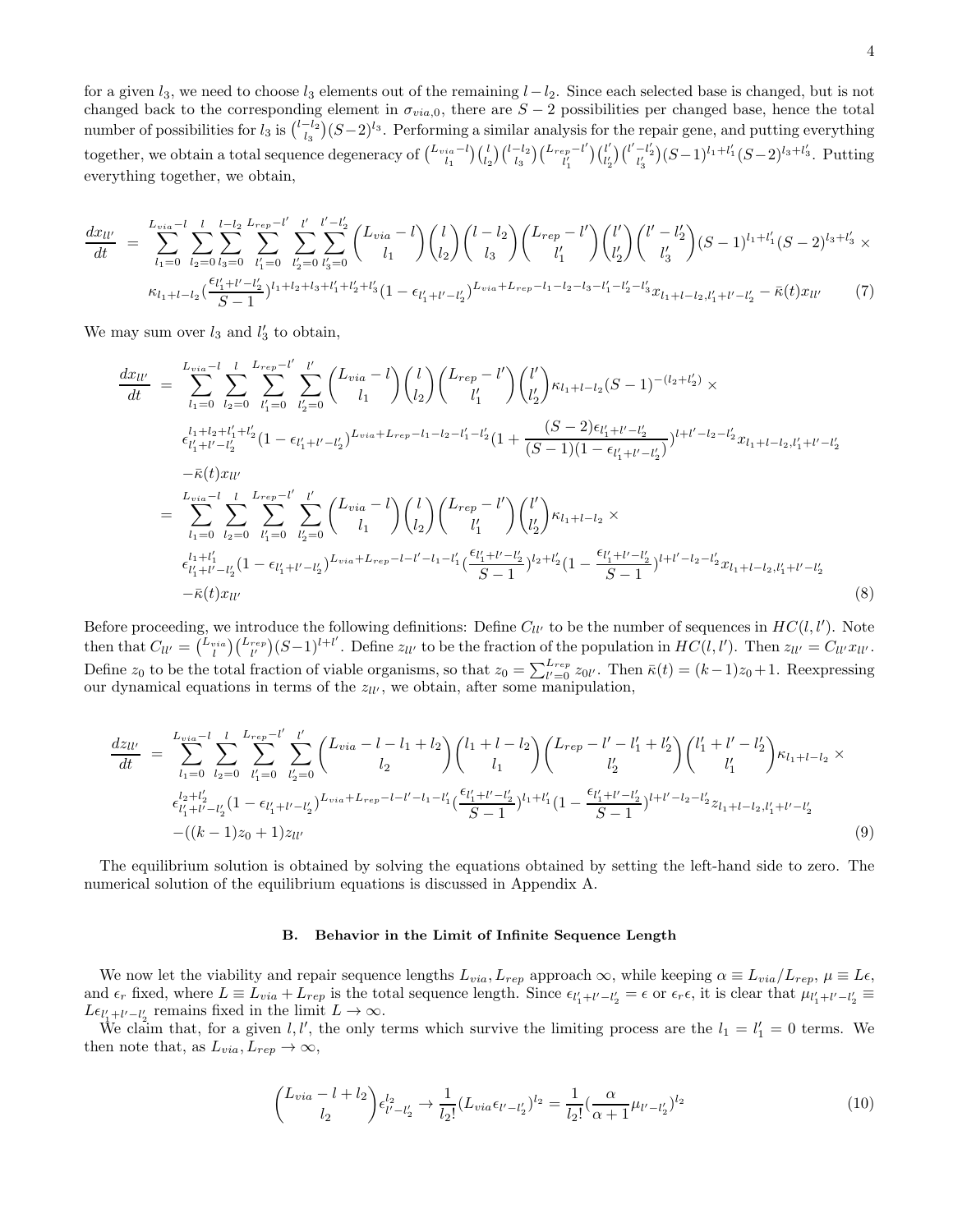for a given $l_3$, we need to choose $l_3$ elements out of the remaining $l - l_2$. Since each selected base is changed, but is not changed back to the corresponding element in $\sigma_{via,0}$, there are $S-2$ possibilities per changed base, hence the total number of possibilities for $l_3$ is $\binom{l-l_2}{l_3}(S-2)^{l_3}$. Performing a similar analysis for the repair gene, and putting everything together, we obtain a total sequence degeneracy of $\binom{L_{via}-l}{l_1}\binom{l}{l_2}\binom{l-l_2}{l_3}\binom{L_{rep}-l'}{l'_1}\binom{l'}{l'_2}\binom{l'-l'_2}{l'_3}(S-1)^{l_1+l'_1}(S-2)^{l_3+l'_3}$. Putting everything together, we obtain,

$$
\begin{aligned}
\frac{dx_{ll'}}{dt} &= \sum_{l_1=0}^{L_{via}-l}\sum_{l_2=0}^{l}\sum_{l_3=0}^{l-l_2}\sum_{l'_1=0}^{L_{rep}-l'}\sum_{l'_2=0}^{l'}\sum_{l'_3=0}^{l'-l'_2}\binom{L_{via}-l}{l_1}\binom{l}{l_2}\binom{l-l_2}{l_3}\binom{L_{rep}-l'}{l'_1}\binom{l'}{l'_2}\binom{l'-l'_2}{l'_3}(S-1)^{l_1+l'_1}(S-2)^{l_3+l'_3}\times \\
&\quad \kappa_{l_1+l-l_2}\left(\frac{\epsilon_{l'_1+l'-l'_2}}{S-1}\right)^{l_1+l_2+l_3+l'_1+l'_2+l'_3}(1-\epsilon_{l'_1+l'-l'_2})^{L_{via}+L_{rep}-l_1-l_2-l_3-l'_1-l'_2-l'_3}x_{l_1+l-l_2,l'_1+l'-l'_2}-\bar{\kappa}(t)x_{ll'}
\end{aligned}
\tag{7}
$$

We may sum over $l_3$ and $l'_3$ to obtain,

$$
\begin{aligned}
\frac{dx_{ll'}}{dt} &= \sum_{l_1=0}^{L_{via}-l}\sum_{l_2=0}^{l}\sum_{l'_1=0}^{L_{rep}-l'}\sum_{l'_2=0}^{l'}\binom{L_{via}-l}{l_1}\binom{l}{l_2}\binom{L_{rep}-l'}{l'_1}\binom{l'}{l'_2}\kappa_{l_1+l-l_2}(S-1)^{-(l_2+l'_2)}\times \\
&\quad \epsilon_{l'_1+l'-l'_2}^{l_1+l_2+l'_1+l'_2}(1-\epsilon_{l'_1+l'-l'_2})^{L_{via}+L_{rep}-l_1-l_2-l'_1-l'_2}\left(1+\frac{(S-2)\epsilon_{l'_1+l'-l'_2}}{(S-1)(1-\epsilon_{l'_1+l'-l'_2})}\right)^{l+l'-l_2-l'_2}x_{l_1+l-l_2,l'_1+l'-l'_2} \\
&\quad -\bar{\kappa}(t)x_{ll'} \\
&= \sum_{l_1=0}^{L_{via}-l}\sum_{l_2=0}^{l}\sum_{l'_1=0}^{L_{rep}-l'}\sum_{l'_2=0}^{l'}\binom{L_{via}-l}{l_1}\binom{l}{l_2}\binom{L_{rep}-l'}{l'_1}\binom{l'}{l'_2}\kappa_{l_1+l-l_2}\times \\
&\quad \epsilon_{l'_1+l'-l'_2}^{l_1+l'_1}(1-\epsilon_{l'_1+l'-l'_2})^{L_{via}+L_{rep}-l-l'-l_1-l'_1}\left(\frac{\epsilon_{l'_1+l'-l'_2}}{S-1}\right)^{l_2+l'_2}\left(1-\frac{\epsilon_{l'_1+l'-l'_2}}{S-1}\right)^{l+l'-l_2-l'_2}x_{l_1+l-l_2,l'_1+l'-l'_2} \\
&\quad -\bar{\kappa}(t)x_{ll'}
\end{aligned}
\tag{8}
$$

Before proceeding, we introduce the following definitions: Define $C_{ll'}$ to be the number of sequences in $HC(l,l')$. Note then that $C_{ll'}=\binom{L_{via}}{l}\binom{L_{rep}}{l'}(S-1)^{l+l'}$. Define $z_{ll'}$ to be the fraction of the population in $HC(l,l')$. Then $z_{ll'}=C_{ll'}x_{ll'}$. Define $z_0$ to be the total fraction of viable organisms, so that $z_0=\sum_{l'=0}^{L_{rep}}z_{0l'}$. Then $\bar{\kappa}(t)=(k-1)z_0+1$. Reexpressing our dynamical equations in terms of the $z_{ll'}$, we obtain, after some manipulation,

$$
\begin{aligned}
\frac{dz_{ll'}}{dt} &= \sum_{l_1=0}^{L_{via}-l}\sum_{l_2=0}^{l}\sum_{l'_1=0}^{L_{rep}-l'}\sum_{l'_2=0}^{l'}\binom{L_{via}-l-l_1+l_2}{l_2}\binom{l_1+l-l_2}{l_1}\binom{L_{rep}-l'-l'_1+l'_2}{l'_2}\binom{l'_1+l'-l'_2}{l'_1}\kappa_{l_1+l-l_2}\times \\
&\quad \epsilon_{l'_1+l'-l'_2}^{l_2+l'_2}(1-\epsilon_{l'_1+l'-l'_2})^{L_{via}+L_{rep}-l-l'-l_1-l'_1}\left(\frac{\epsilon_{l'_1+l'-l'_2}}{S-1}\right)^{l_1+l'_1}\left(1-\frac{\epsilon_{l'_1+l'-l'_2}}{S-1}\right)^{l+l'-l_2-l'_2}z_{l_1+l-l_2,l'_1+l'-l'_2} \\
&\quad -((k-1)z_0+1)z_{ll'}
\end{aligned}
\tag{9}
$$

The equilibrium solution is obtained by solving the equations obtained by setting the left-hand side to zero. The numerical solution of the equilibrium equations is discussed in Appendix A.

### B. Behavior in the Limit of Infinite Sequence Length

We now let the viability and repair sequence lengths $L_{via}, L_{rep}$ approach $\infty$, while keeping $\alpha \equiv L_{via}/L_{rep}$, $\mu \equiv L\epsilon$, and $\epsilon_r$ fixed, where $L \equiv L_{via}+L_{rep}$ is the total sequence length. Since $\epsilon_{l'_1+l'-l'_2}=\epsilon$ or $\epsilon_r\epsilon$, it is clear that $\mu_{l'_1+l'-l'_2}\equiv L\epsilon_{l'_1+l'-l'_2}$ remains fixed in the limit $L\rightarrow\infty$.

We claim that, for a given $l,l'$, the only terms which survive the limiting process are the $l_1=l'_1=0$ terms. We then note that, as $L_{via},L_{rep}\rightarrow\infty$,

$$
\binom{L_{via}-l+l_2}{l_2}\epsilon_{l'-l'_2}^{l_2}\rightarrow\frac{1}{l_2!}(L_{via}\epsilon_{l'-l'_2})^{l_2}=\frac{1}{l_2!}\left(\frac{\alpha}{\alpha+1}\mu_{l'-l'_2}\right)^{l_2}
\tag{10}
$$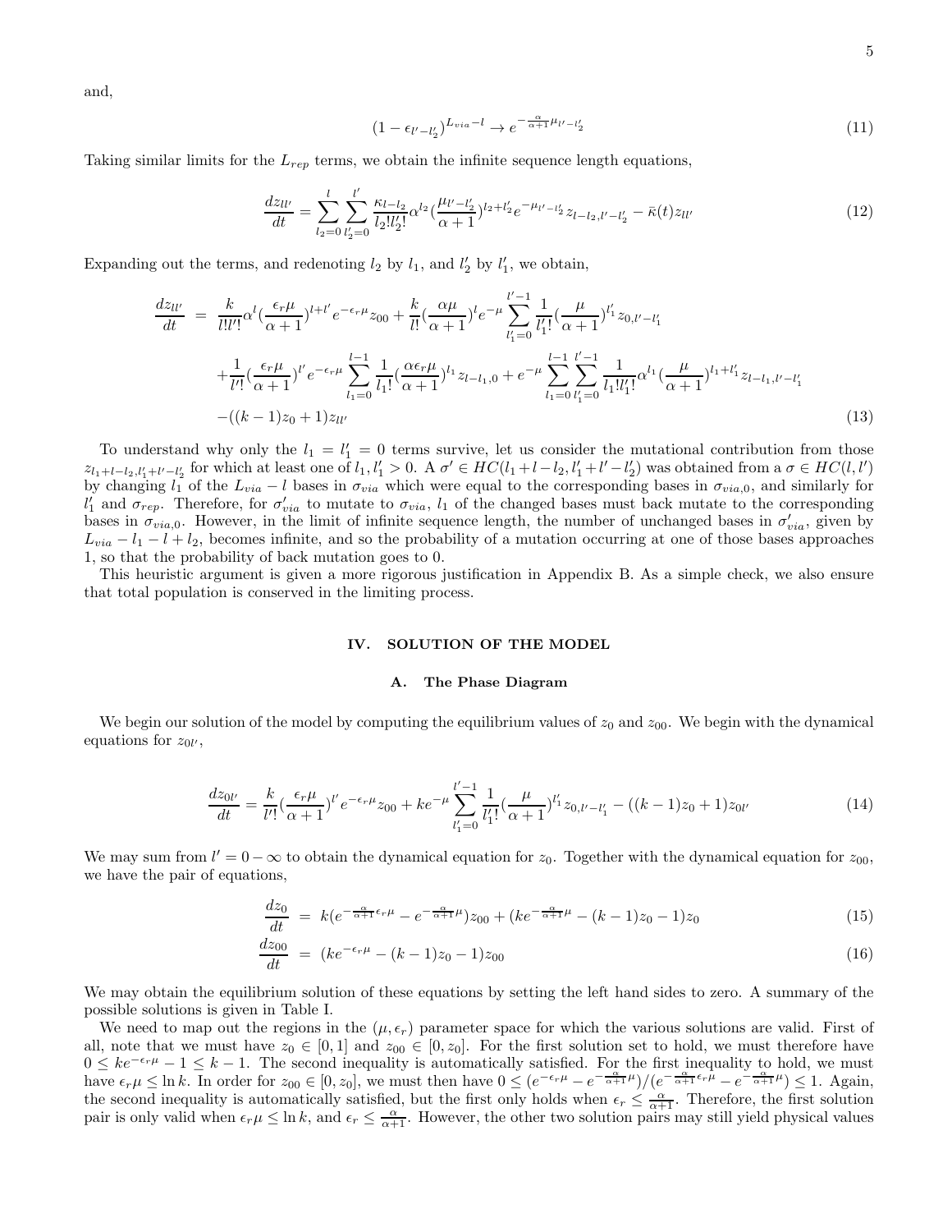and,

$$(1-\epsilon_{l'-l'_2})^{L_{via}-l} \to e^{-\frac{\alpha}{\alpha+1}\mu_{l'-l'_2}} \tag{11}$$

Taking similar limits for the $L_{rep}$ terms, we obtain the infinite sequence length equations,

$$\frac{dz_{ll'}}{dt} = \sum_{l_2=0}^{l}\sum_{l'_2=0}^{l'} \frac{\kappa_{l-l_2}}{l_2! l'_2!}\alpha^{l_2}(\frac{\mu_{l'-l'_2}}{\alpha+1})^{l_2+l'_2} e^{-\mu_{l'-l'_2}} z_{l-l_2,l'-l'_2} - \bar{\kappa}(t) z_{ll'} \tag{12}$$

Expanding out the terms, and redenoting $l_2$ by $l_1$, and $l'_2$ by $l'_1$, we obtain,

$$\begin{aligned}
\frac{dz_{ll'}}{dt} &= \frac{k}{l! l'!}\alpha^{l}(\frac{\epsilon_r \mu}{\alpha+1})^{l+l'} e^{-\epsilon_r \mu} z_{00} + \frac{k}{l!}(\frac{\alpha\mu}{\alpha+1})^{l} e^{-\mu}\sum_{l'_1=0}^{l'-1}\frac{1}{l'_1!}(\frac{\mu}{\alpha+1})^{l'_1} z_{0,l'-l'_1} \\
&+ \frac{1}{l'!}(\frac{\epsilon_r \mu}{\alpha+1})^{l'} e^{-\epsilon_r \mu}\sum_{l_1=0}^{l-1}\frac{1}{l_1!}(\frac{\alpha\epsilon_r\mu}{\alpha+1})^{l_1} z_{l-l_1,0} + e^{-\mu}\sum_{l_1=0}^{l-1}\sum_{l'_1=0}^{l'-1}\frac{1}{l_1! l'_1!}\alpha^{l_1}(\frac{\mu}{\alpha+1})^{l_1+l'_1} z_{l-l_1,l'-l'_1} \\
&- ((k-1)z_0+1) z_{ll'}
\end{aligned} \tag{13}$$

To understand why only the $l_1 = l'_1 = 0$ terms survive, let us consider the mutational contribution from those $z_{l_1+l-l_2,l'_1+l'-l'_2}$ for which at least one of $l_1, l'_1 > 0$. A $\sigma' \in HC(l_1+l-l_2, l'_1+l'-l'_2)$ was obtained from a $\sigma \in HC(l,l')$ by changing $l_1$ of the $L_{via}-l$ bases in $\sigma_{via}$ which were equal to the corresponding bases in $\sigma_{via,0}$, and similarly for $l'_1$ and $\sigma_{rep}$. Therefore, for $\sigma'_{via}$ to mutate to $\sigma_{via}$, $l_1$ of the changed bases must back mutate to the corresponding bases in $\sigma_{via,0}$. However, in the limit of infinite sequence length, the number of unchanged bases in $\sigma'_{via}$, given by $L_{via}-l_1-l+l_2$, becomes infinite, and so the probability of a mutation occurring at one of those bases approaches 1, so that the probability of back mutation goes to 0.

This heuristic argument is given a more rigorous justification in Appendix B. As a simple check, we also ensure that total population is conserved in the limiting process.

## IV. SOLUTION OF THE MODEL

### A. The Phase Diagram

We begin our solution of the model by computing the equilibrium values of $z_0$ and $z_{00}$. We begin with the dynamical equations for $z_{0l'}$,

$$\frac{dz_{0l'}}{dt} = \frac{k}{l'!}(\frac{\epsilon_r\mu}{\alpha+1})^{l'} e^{-\epsilon_r\mu} z_{00} + k e^{-\mu}\sum_{l'_1=0}^{l'-1}\frac{1}{l'_1!}(\frac{\mu}{\alpha+1})^{l'_1} z_{0,l'-l'_1} - ((k-1)z_0+1) z_{0l'} \tag{14}$$

We may sum from $l' = 0 - \infty$ to obtain the dynamical equation for $z_0$. Together with the dynamical equation for $z_{00}$, we have the pair of equations,

$$\frac{dz_0}{dt} = k(e^{-\frac{\alpha}{\alpha+1}\epsilon_r\mu} - e^{-\frac{\alpha}{\alpha+1}\mu}) z_{00} + (k e^{-\frac{\alpha}{\alpha+1}\mu} - (k-1)z_0 - 1) z_0 \tag{15}$$

$$\frac{dz_{00}}{dt} = (k e^{-\epsilon_r\mu} - (k-1)z_0 - 1) z_{00} \tag{16}$$

We may obtain the equilibrium solution of these equations by setting the left hand sides to zero. A summary of the possible solutions is given in Table I.

We need to map out the regions in the $(\mu, \epsilon_r)$ parameter space for which the various solutions are valid. First of all, note that we must have $z_0 \in [0,1]$ and $z_{00} \in [0, z_0]$. For the first solution set to hold, we must therefore have $0 \le k e^{-\epsilon_r\mu} - 1 \le k-1$. The second inequality is automatically satisfied. For the first inequality to hold, we must have $\epsilon_r\mu \le \ln k$. In order for $z_{00} \in [0, z_0]$, we must then have $0 \le (e^{-\epsilon_r\mu} - e^{-\frac{\alpha}{\alpha+1}\mu})/(e^{-\frac{\alpha}{\alpha+1}\epsilon_r\mu} - e^{-\frac{\alpha}{\alpha+1}\mu}) \le 1$. Again, the second inequality is automatically satisfied, but the first only holds when $\epsilon_r \le \frac{\alpha}{\alpha+1}$. Therefore, the first solution pair is only valid when $\epsilon_r\mu \le \ln k$, and $\epsilon_r \le \frac{\alpha}{\alpha+1}$. However, the other two solution pairs may still yield physical values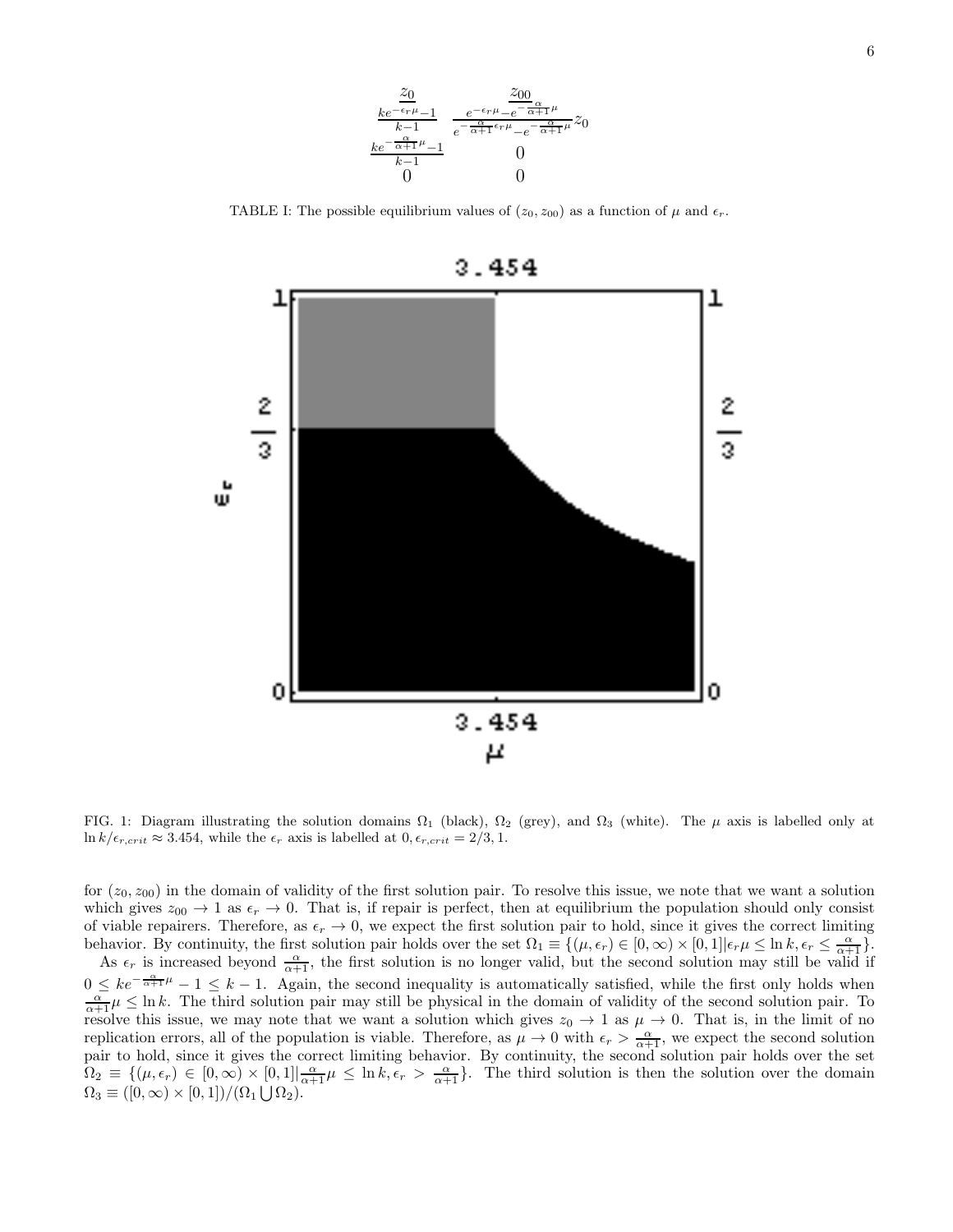| $z_0$ | $z_{00}$ |
|---|---|
| $\frac{ke^{-\epsilon_r \mu}-1}{k-1}$ | $\frac{e^{-\epsilon_r \mu}-e^{-\frac{\alpha}{\alpha+1}\mu}}{e^{-\frac{\alpha}{\alpha+1}\epsilon_r \mu}-e^{-\frac{\alpha}{\alpha+1}\mu}} z_0$ |
| $\frac{ke^{-\frac{\alpha}{\alpha+1}\mu}-1}{k-1}$ | $0$ |
| $0$ | $0$ |

TABLE I: The possible equilibrium values of $(z_0, z_{00})$ as a function of $\mu$ and $\epsilon_r$.

FIG. 1: Diagram illustrating the solution domains $\Omega_1$ (black), $\Omega_2$ (grey), and $\Omega_3$ (white). The $\mu$ axis is labelled only at $\ln k/\epsilon_{r,crit} \approx 3.454$, while the $\epsilon_r$ axis is labelled at $0, \epsilon_{r,crit} = 2/3, 1$.

for $(z_0, z_{00})$ in the domain of validity of the first solution pair. To resolve this issue, we note that we want a solution which gives $z_{00} \to 1$ as $\epsilon_r \to 0$. That is, if repair is perfect, then at equilibrium the population should only consist of viable repairers. Therefore, as $\epsilon_r \to 0$, we expect the first solution pair to hold, since it gives the correct limiting behavior. By continuity, the first solution pair holds over the set $\Omega_1 \equiv \{(\mu, \epsilon_r) \in [0, \infty) \times [0,1] | \epsilon_r \mu \leq \ln k, \epsilon_r \leq \frac{\alpha}{\alpha+1}\}$.

As $\epsilon_r$ is increased beyond $\frac{\alpha}{\alpha+1}$, the first solution is no longer valid, but the second solution may still be valid if $0 \leq ke^{-\frac{\alpha}{\alpha+1}\mu} - 1 \leq k-1$. Again, the second inequality is automatically satisfied, while the first only holds when $\frac{\alpha}{\alpha+1}\mu \leq \ln k$. The third solution pair may still be physical in the domain of validity of the second solution pair. To resolve this issue, we may note that we want a solution which gives $z_0 \to 1$ as $\mu \to 0$. That is, in the limit of no replication errors, all of the population is viable. Therefore, as $\mu \to 0$ with $\epsilon_r > \frac{\alpha}{\alpha+1}$, we expect the second solution pair to hold, since it gives the correct limiting behavior. By continuity, the second solution pair holds over the set $\Omega_2 \equiv \{(\mu, \epsilon_r) \in [0, \infty) \times [0,1] | \frac{\alpha}{\alpha+1}\mu \leq \ln k, \epsilon_r > \frac{\alpha}{\alpha+1}\}$. The third solution is then the solution over the domain $\Omega_3 \equiv ([0, \infty) \times [0,1])/(\Omega_1 \bigcup \Omega_2)$.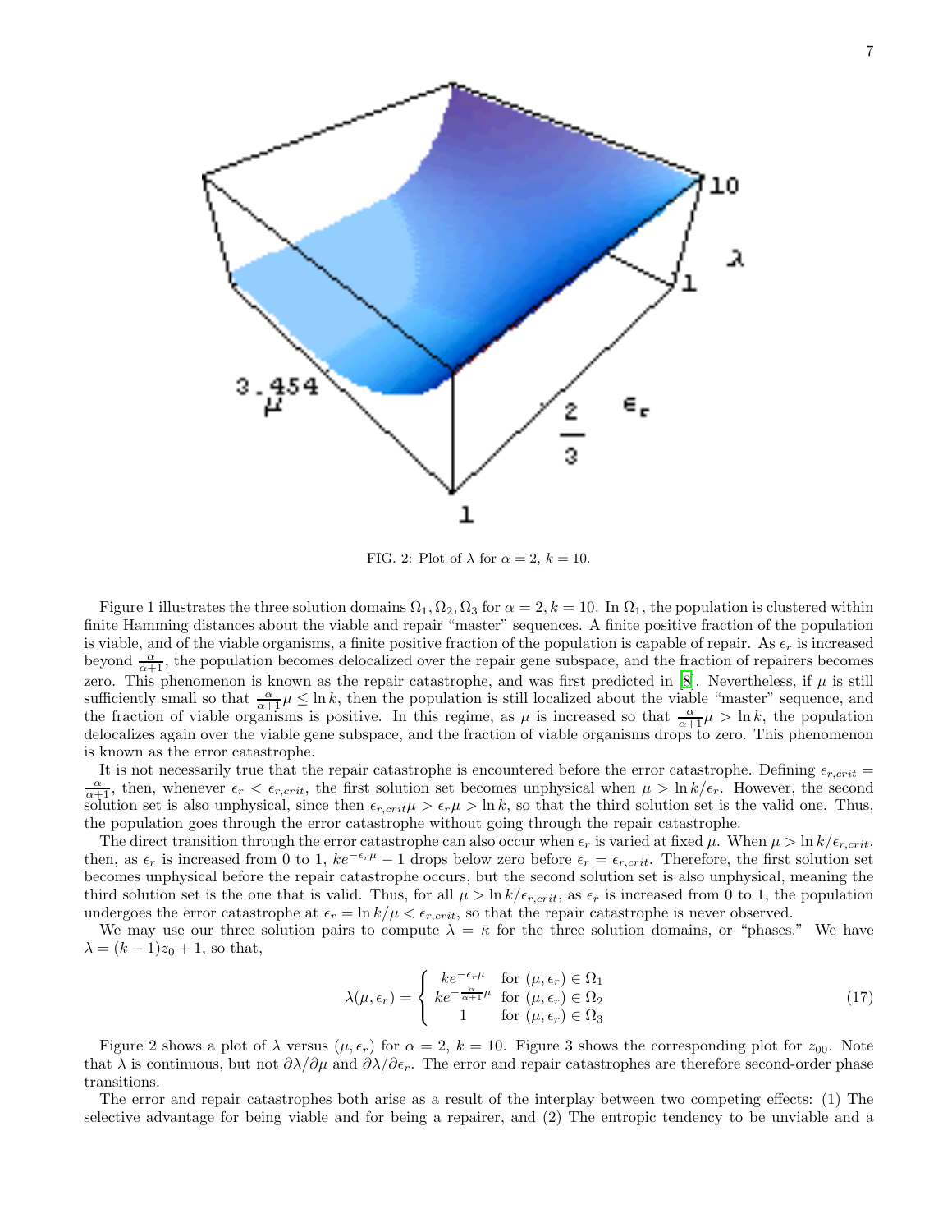FIG. 2: Plot of $\lambda$ for $\alpha = 2$, $k = 10$.

Figure 1 illustrates the three solution domains $\Omega_1, \Omega_2, \Omega_3$ for $\alpha = 2, k = 10$. In $\Omega_1$, the population is clustered within finite Hamming distances about the viable and repair "master" sequences. A finite positive fraction of the population is viable, and of the viable organisms, a finite positive fraction of the population is capable of repair. As $\epsilon_r$ is increased beyond $\frac{\alpha}{\alpha+1}$, the population becomes delocalized over the repair gene subspace, and the fraction of repairers becomes zero. This phenomenon is known as the repair catastrophe, and was first predicted in [8]. Nevertheless, if $\mu$ is still sufficiently small so that $\frac{\alpha}{\alpha+1}\mu \leq \ln k$, then the population is still localized about the viable "master" sequence, and the fraction of viable organisms is positive. In this regime, as $\mu$ is increased so that $\frac{\alpha}{\alpha+1}\mu > \ln k$, the population delocalizes again over the viable gene subspace, and the fraction of viable organisms drops to zero. This phenomenon is known as the error catastrophe.

It is not necessarily true that the repair catastrophe is encountered before the error catastrophe. Defining $\epsilon_{r,crit} = \frac{\alpha}{\alpha+1}$, then, whenever $\epsilon_r < \epsilon_{r,crit}$, the first solution set becomes unphysical when $\mu > \ln k/\epsilon_r$. However, the second solution set is also unphysical, since then $\epsilon_{r,crit}\mu > \epsilon_r \mu > \ln k$, so that the third solution set is the valid one. Thus, the population goes through the error catastrophe without going through the repair catastrophe.

The direct transition through the error catastrophe can also occur when $\epsilon_r$ is varied at fixed $\mu$. When $\mu > \ln k/\epsilon_{r,crit}$, then, as $\epsilon_r$ is increased from 0 to 1, $ke^{-\epsilon_r \mu} - 1$ drops below zero before $\epsilon_r = \epsilon_{r,crit}$. Therefore, the first solution set becomes unphysical before the repair catastrophe occurs, but the second solution set is also unphysical, meaning the third solution set is the one that is valid. Thus, for all $\mu > \ln k/\epsilon_{r,crit}$, as $\epsilon_r$ is increased from 0 to 1, the population undergoes the error catastrophe at $\epsilon_r = \ln k/\mu < \epsilon_{r,crit}$, so that the repair catastrophe is never observed.

We may use our three solution pairs to compute $\lambda = \bar{\kappa}$ for the three solution domains, or "phases." We have $\lambda = (k-1)z_0 + 1$, so that,

$$\lambda(\mu, \epsilon_r) = \begin{cases} ke^{-\epsilon_r \mu} & \text{for } (\mu, \epsilon_r) \in \Omega_1 \\ ke^{-\frac{\alpha}{\alpha+1}\mu} & \text{for } (\mu, \epsilon_r) \in \Omega_2 \\ 1 & \text{for } (\mu, \epsilon_r) \in \Omega_3 \end{cases} \tag{17}$$

Figure 2 shows a plot of $\lambda$ versus $(\mu, \epsilon_r)$ for $\alpha = 2$, $k = 10$. Figure 3 shows the corresponding plot for $z_{00}$. Note that $\lambda$ is continuous, but not $\partial\lambda/\partial\mu$ and $\partial\lambda/\partial\epsilon_r$. The error and repair catastrophes are therefore second-order phase transitions.

The error and repair catastrophes both arise as a result of the interplay between two competing effects: (1) The selective advantage for being viable and for being a repairer, and (2) The entropic tendency to be unviable and a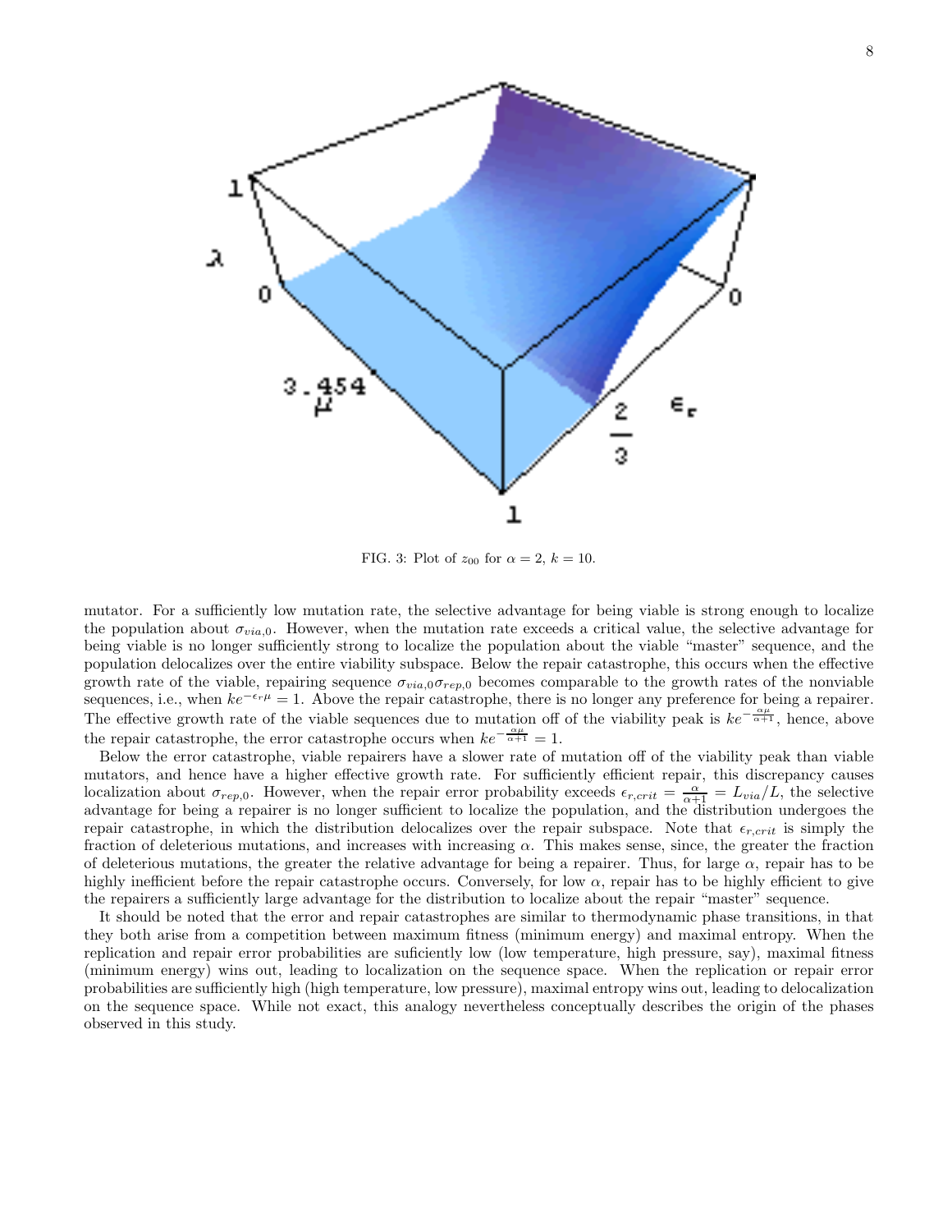FIG. 3: Plot of $z_{00}$ for $\alpha = 2$, $k = 10$.

mutator. For a sufficiently low mutation rate, the selective advantage for being viable is strong enough to localize the population about $\sigma_{via,0}$. However, when the mutation rate exceeds a critical value, the selective advantage for being viable is no longer sufficiently strong to localize the population about the viable "master" sequence, and the population delocalizes over the entire viability subspace. Below the repair catastrophe, this occurs when the effective growth rate of the viable, repairing sequence $\sigma_{via,0}\sigma_{rep,0}$ becomes comparable to the growth rates of the nonviable sequences, i.e., when $ke^{-\epsilon_r \mu} = 1$. Above the repair catastrophe, there is no longer any preference for being a repairer. The effective growth rate of the viable sequences due to mutation off of the viability peak is $ke^{-\frac{\alpha\mu}{\alpha+1}}$, hence, above the repair catastrophe, the error catastrophe occurs when $ke^{-\frac{\alpha\mu}{\alpha+1}} = 1$.

Below the error catastrophe, viable repairers have a slower rate of mutation off of the viability peak than viable mutators, and hence have a higher effective growth rate. For sufficiently efficient repair, this discrepancy causes localization about $\sigma_{rep,0}$. However, when the repair error probability exceeds $\epsilon_{r,crit} = \frac{\alpha}{\alpha+1} = L_{via}/L$, the selective advantage for being a repairer is no longer sufficient to localize the population, and the distribution undergoes the repair catastrophe, in which the distribution delocalizes over the repair subspace. Note that $\epsilon_{r,crit}$ is simply the fraction of deleterious mutations, and increases with increasing $\alpha$. This makes sense, since, the greater the fraction of deleterious mutations, the greater the relative advantage for being a repairer. Thus, for large $\alpha$, repair has to be highly inefficient before the repair catastrophe occurs. Conversely, for low $\alpha$, repair has to be highly efficient to give the repairers a sufficiently large advantage for the distribution to localize about the repair "master" sequence.

It should be noted that the error and repair catastrophes are similar to thermodynamic phase transitions, in that they both arise from a competition between maximum fitness (minimum energy) and maximal entropy. When the replication and repair error probabilities are suficiently low (low temperature, high pressure, say), maximal fitness (minimum energy) wins out, leading to localization on the sequence space. When the replication or repair error probabilities are sufficiently high (high temperature, low pressure), maximal entropy wins out, leading to delocalization on the sequence space. While not exact, this analogy nevertheless conceptually describes the origin of the phases observed in this study.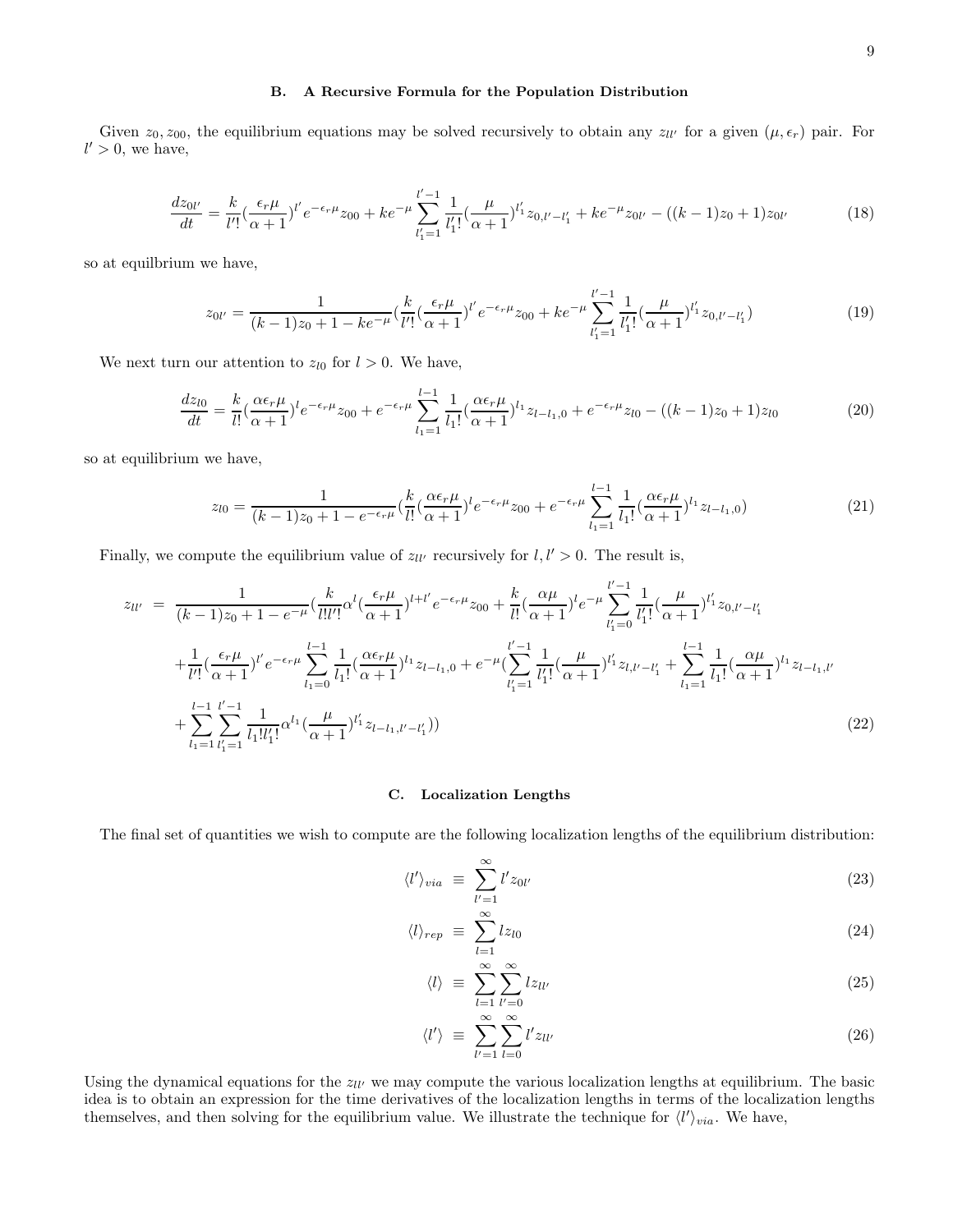### B. A Recursive Formula for the Population Distribution

Given $z_0, z_{00}$, the equilibrium equations may be solved recursively to obtain any $z_{ll'}$ for a given $(\mu, \epsilon_r)$ pair. For $l' > 0$, we have,

$$\frac{dz_{0l'}}{dt} = \frac{k}{l'!}(\frac{\epsilon_r \mu}{\alpha+1})^{l'} e^{-\epsilon_r \mu} z_{00} + ke^{-\mu} \sum_{l'_1=1}^{l'-1} \frac{1}{l'_1!}(\frac{\mu}{\alpha+1})^{l'_1} z_{0,l'-l'_1} + ke^{-\mu} z_{0l'} - ((k-1)z_0 + 1)z_{0l'} \tag{18}$$

so at equilbrium we have,

$$z_{0l'} = \frac{1}{(k-1)z_0 + 1 - ke^{-\mu}}(\frac{k}{l'!}(\frac{\epsilon_r \mu}{\alpha+1})^{l'} e^{-\epsilon_r \mu} z_{00} + ke^{-\mu} \sum_{l'_1=1}^{l'-1} \frac{1}{l'_1!}(\frac{\mu}{\alpha+1})^{l'_1} z_{0,l'-l'_1}) \tag{19}$$

We next turn our attention to $z_{l0}$ for $l > 0$. We have,

$$\frac{dz_{l0}}{dt} = \frac{k}{l!}(\frac{\alpha \epsilon_r \mu}{\alpha+1})^{l} e^{-\epsilon_r \mu} z_{00} + e^{-\epsilon_r \mu} \sum_{l_1=1}^{l-1} \frac{1}{l_1!}(\frac{\alpha \epsilon_r \mu}{\alpha+1})^{l_1} z_{l-l_1,0} + e^{-\epsilon_r \mu} z_{l0} - ((k-1)z_0 + 1)z_{l0} \tag{20}$$

so at equilibrium we have,

$$z_{l0} = \frac{1}{(k-1)z_0 + 1 - e^{-\epsilon_r \mu}}(\frac{k}{l!}(\frac{\alpha \epsilon_r \mu}{\alpha+1})^{l} e^{-\epsilon_r \mu} z_{00} + e^{-\epsilon_r \mu} \sum_{l_1=1}^{l-1} \frac{1}{l_1!}(\frac{\alpha \epsilon_r \mu}{\alpha+1})^{l_1} z_{l-l_1,0}) \tag{21}$$

Finally, we compute the equilibrium value of $z_{ll'}$ recursively for $l, l' > 0$. The result is,

$$\begin{aligned} z_{ll'} = & \frac{1}{(k-1)z_0 + 1 - e^{-\mu}}(\frac{k}{l!l'!}\alpha^l (\frac{\epsilon_r \mu}{\alpha+1})^{l+l'} e^{-\epsilon_r \mu} z_{00} + \frac{k}{l!}(\frac{\alpha \mu}{\alpha+1})^l e^{-\mu} \sum_{l'_1=0}^{l'-1} \frac{1}{l'_1!}(\frac{\mu}{\alpha+1})^{l'_1} z_{0,l'-l'_1} \\ & + \frac{1}{l'!}(\frac{\epsilon_r \mu}{\alpha+1})^{l'} e^{-\epsilon_r \mu} \sum_{l_1=0}^{l-1} \frac{1}{l_1!}(\frac{\alpha \epsilon_r \mu}{\alpha+1})^{l_1} z_{l-l_1,0} + e^{-\mu}(\sum_{l'_1=1}^{l'-1} \frac{1}{l'_1!}(\frac{\mu}{\alpha+1})^{l'_1} z_{l,l'-l'_1} + \sum_{l_1=1}^{l-1} \frac{1}{l_1!}(\frac{\alpha \mu}{\alpha+1})^{l_1} z_{l-l_1,l'} \\ & + \sum_{l_1=1}^{l-1} \sum_{l'_1=1}^{l'-1} \frac{1}{l_1! l'_1!} \alpha^{l_1} (\frac{\mu}{\alpha+1})^{l'_1} z_{l-l_1,l'-l'_1})) \end{aligned} \tag{22}$$

### C. Localization Lengths

The final set of quantities we wish to compute are the following localization lengths of the equilibrium distribution:

$$\langle l' \rangle_{via} \equiv \sum_{l'=1}^{\infty} l' z_{0l'} \tag{23}$$

$$\langle l \rangle_{rep} \equiv \sum_{l=1}^{\infty} l z_{l0} \tag{24}$$

$$\langle l \rangle \equiv \sum_{l=1}^{\infty} \sum_{l'=0}^{\infty} l z_{ll'} \tag{25}$$

$$\langle l' \rangle \equiv \sum_{l'=1}^{\infty} \sum_{l=0}^{\infty} l' z_{ll'} \tag{26}$$

Using the dynamical equations for the $z_{ll'}$ we may compute the various localization lengths at equilibrium. The basic idea is to obtain an expression for the time derivatives of the localization lengths in terms of the localization lengths themselves, and then solving for the equilibrium value. We illustrate the technique for $\langle l' \rangle_{via}$. We have,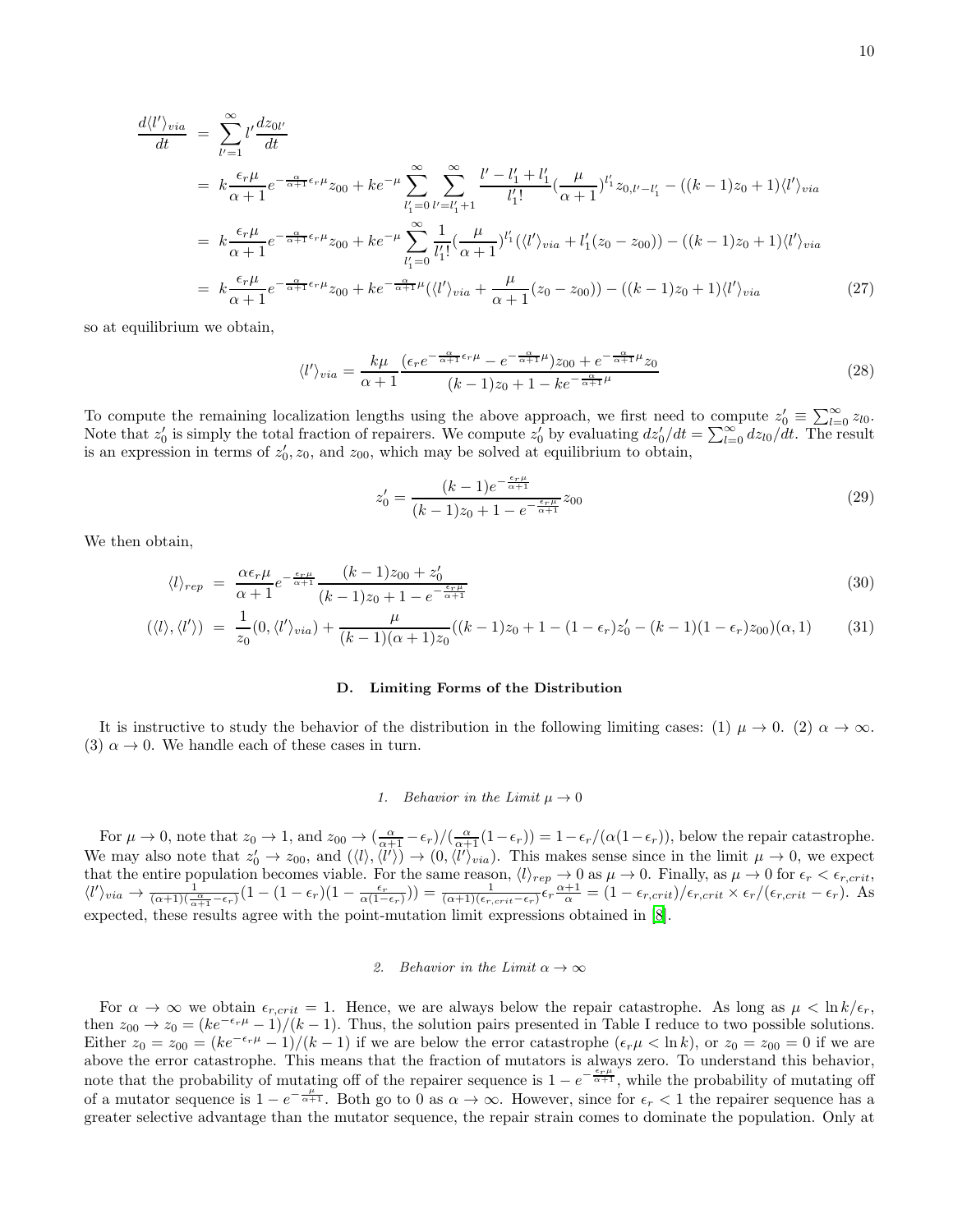$$
\begin{aligned}
\frac{d\langle l'\rangle_{via}}{dt} &= \sum_{l'=1}^{\infty} l' \frac{dz_{0l'}}{dt} \\
&= k\frac{\epsilon_r \mu}{\alpha+1} e^{-\frac{\alpha}{\alpha+1}\epsilon_r \mu} z_{00} + k e^{-\mu} \sum_{l_1'=0}^{\infty} \sum_{l'=l_1'+1}^{\infty} \frac{l' - l_1' + l_1'}{l_1'!} (\frac{\mu}{\alpha+1})^{l_1'} z_{0,l'-l_1'} - ((k-1)z_0 + 1)\langle l'\rangle_{via} \\
&= k\frac{\epsilon_r \mu}{\alpha+1} e^{-\frac{\alpha}{\alpha+1}\epsilon_r \mu} z_{00} + k e^{-\mu} \sum_{l_1'=0}^{\infty} \frac{1}{l_1'!} (\frac{\mu}{\alpha+1})^{l_1'} (\langle l'\rangle_{via} + l_1'(z_0 - z_{00})) - ((k-1)z_0 + 1)\langle l'\rangle_{via} \\
&= k\frac{\epsilon_r \mu}{\alpha+1} e^{-\frac{\alpha}{\alpha+1}\epsilon_r \mu} z_{00} + k e^{-\frac{\alpha}{\alpha+1}\mu} (\langle l'\rangle_{via} + \frac{\mu}{\alpha+1}(z_0 - z_{00})) - ((k-1)z_0 + 1)\langle l'\rangle_{via}
\end{aligned} \tag{27}
$$

so at equilibrium we obtain,

$$
\langle l'\rangle_{via} = \frac{k\mu}{\alpha+1} \frac{(\epsilon_r e^{-\frac{\alpha}{\alpha+1}\epsilon_r \mu} - e^{-\frac{\alpha}{\alpha+1}\mu}) z_{00} + e^{-\frac{\alpha}{\alpha+1}\mu} z_0}{(k-1)z_0 + 1 - k e^{-\frac{\alpha}{\alpha+1}\mu}} \tag{28}
$$

To compute the remaining localization lengths using the above approach, we first need to compute $z_0' \equiv \sum_{l=0}^{\infty} z_{l0}$. Note that $z_0'$ is simply the total fraction of repairers. We compute $z_0'$ by evaluating $dz_0'/dt = \sum_{l=0}^{\infty} dz_{l0}/dt$. The result is an expression in terms of $z_0', z_0$, and $z_{00}$, which may be solved at equilibrium to obtain,

$$
z_0' = \frac{(k-1)e^{-\frac{\epsilon_r \mu}{\alpha+1}}}{(k-1)z_0 + 1 - e^{-\frac{\epsilon_r \mu}{\alpha+1}}} z_{00} \tag{29}
$$

We then obtain,

$$
\langle l\rangle_{rep} = \frac{\alpha \epsilon_r \mu}{\alpha+1} e^{-\frac{\epsilon_r \mu}{\alpha+1}} \frac{(k-1)z_{00} + z_0'}{(k-1)z_0 + 1 - e^{-\frac{\epsilon_r \mu}{\alpha+1}}} \tag{30}
$$

$$
(\langle l\rangle, \langle l'\rangle) = \frac{1}{z_0}(0, \langle l'\rangle_{via}) + \frac{\mu}{(k-1)(\alpha+1)z_0}((k-1)z_0 + 1 - (1-\epsilon_r)z_0' - (k-1)(1-\epsilon_r)z_{00})(\alpha, 1) \tag{31}
$$

### D. Limiting Forms of the Distribution

It is instructive to study the behavior of the distribution in the following limiting cases: (1) $\mu \to 0$. (2) $\alpha \to \infty$. (3) $\alpha \to 0$. We handle each of these cases in turn.

#### 1. Behavior in the Limit $\mu \to 0$

For $\mu \to 0$, note that $z_0 \to 1$, and $z_{00} \to (\frac{\alpha}{\alpha+1} - \epsilon_r)/(\frac{\alpha}{\alpha+1}(1-\epsilon_r)) = 1 - \epsilon_r/(\alpha(1-\epsilon_r))$, below the repair catastrophe. We may also note that $z_0' \to z_{00}$, and $(\langle l\rangle, \langle l'\rangle) \to (0, \langle l'\rangle_{via})$. This makes sense since in the limit $\mu \to 0$, we expect that the entire population becomes viable. For the same reason, $\langle l\rangle_{rep} \to 0$ as $\mu \to 0$. Finally, as $\mu \to 0$ for $\epsilon_r < \epsilon_{r,crit}$, $\langle l'\rangle_{via} \to \frac{1}{(\alpha+1)(\frac{\alpha}{\alpha+1} - \epsilon_r)}(1 - (1-\epsilon_r)(1 - \frac{\epsilon_r}{\alpha(1-\epsilon_r)})) = \frac{1}{(\alpha+1)(\epsilon_{r,crit} - \epsilon_r)}\epsilon_r \frac{\alpha+1}{\alpha} = (1-\epsilon_{r,crit})/\epsilon_{r,crit} \times \epsilon_r/(\epsilon_{r,crit} - \epsilon_r)$. As expected, these results agree with the point-mutation limit expressions obtained in [8].

#### 2. Behavior in the Limit $\alpha \to \infty$

For $\alpha \to \infty$ we obtain $\epsilon_{r,crit} = 1$. Hence, we are always below the repair catastrophe. As long as $\mu < \ln k/\epsilon_r$, then $z_{00} \to z_0 = (ke^{-\epsilon_r \mu} - 1)/(k-1)$. Thus, the solution pairs presented in Table I reduce to two possible solutions. Either $z_0 = z_{00} = (ke^{-\epsilon_r \mu} - 1)/(k-1)$ if we are below the error catastrophe ($\epsilon_r \mu < \ln k$), or $z_0 = z_{00} = 0$ if we are above the error catastrophe. This means that the fraction of mutators is always zero. To understand this behavior, note that the probability of mutating off of the repairer sequence is $1 - e^{-\frac{\epsilon_r \mu}{\alpha+1}}$, while the probability of mutating off of a mutator sequence is $1 - e^{-\frac{\mu}{\alpha+1}}$. Both go to 0 as $\alpha \to \infty$. However, since for $\epsilon_r < 1$ the repairer sequence has a greater selective advantage than the mutator sequence, the repair strain comes to dominate the population. Only at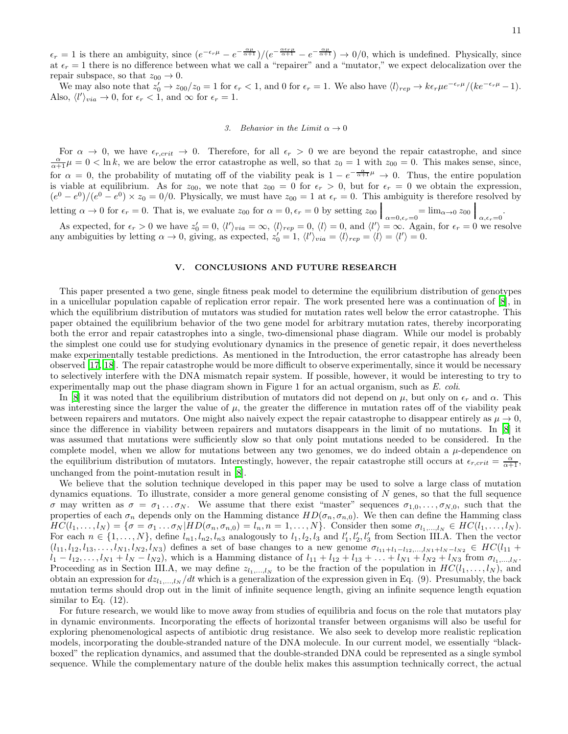$\epsilon_r = 1$ is there an ambiguity, since $(e^{-\epsilon_r \mu} - e^{-\frac{\alpha\mu}{\alpha+1}})/(e^{-\frac{\alpha\epsilon_r\mu}{\alpha+1}} - e^{-\frac{\alpha\mu}{\alpha+1}}) \to 0/0$, which is undefined. Physically, since at $\epsilon_r = 1$ there is no difference between what we call a "repairer" and a "mutator," we expect delocalization over the repair subspace, so that $z_{00} \to 0$.

We may also note that $z'_0 \to z_{00}/z_0 = 1$ for $\epsilon_r < 1$, and 0 for $\epsilon_r = 1$. We also have $\langle l \rangle_{rep} \to k\epsilon_r \mu e^{-\epsilon_r \mu}/(ke^{-\epsilon_r \mu} - 1)$. Also, $\langle l' \rangle_{via} \to 0$, for $\epsilon_r < 1$, and $\infty$ for $\epsilon_r = 1$.

### 3. Behavior in the Limit $\alpha \to 0$

For $\alpha \to 0$, we have $\epsilon_{r,crit} \to 0$. Therefore, for all $\epsilon_r > 0$ we are beyond the repair catastrophe, and since $\frac{\alpha}{\alpha+1}\mu = 0 < \ln k$, we are below the error catastrophe as well, so that $z_0 = 1$ with $z_{00} = 0$. This makes sense, since, for $\alpha = 0$, the probability of mutating off of the viability peak is $1 - e^{-\frac{\alpha}{\alpha+1}\mu} \to 0$. Thus, the entire population is viable at equilibrium. As for $z_{00}$, we note that $z_{00} = 0$ for $\epsilon_r > 0$, but for $\epsilon_r = 0$ we obtain the expression, $(e^0 - e^0)/(e^0 - e^0) \times z_0 = 0/0$. Physically, we must have $z_{00} = 1$ at $\epsilon_r = 0$. This ambiguity is therefore resolved by letting $\alpha \to 0$ for $\epsilon_r = 0$. That is, we evaluate $z_{00}$ for $\alpha = 0, \epsilon_r = 0$ by setting $z_{00}\Big|_{\alpha=0,\epsilon_r=0} = \lim_{\alpha\to 0} z_{00}\Big|_{\alpha,\epsilon_r=0}$.

As expected, for $\epsilon_r > 0$ we have $z'_0 = 0$, $\langle l' \rangle_{via} = \infty$, $\langle l \rangle_{rep} = 0$, $\langle l \rangle = 0$, and $\langle l' \rangle = \infty$. Again, for $\epsilon_r = 0$ we resolve any ambiguities by letting $\alpha \to 0$, giving, as expected, $z'_0 = 1$, $\langle l' \rangle_{via} = \langle l \rangle_{rep} = \langle l \rangle = \langle l' \rangle = 0$.

## V. CONCLUSIONS AND FUTURE RESEARCH

This paper presented a two gene, single fitness peak model to determine the equilibrium distribution of genotypes in a unicellular population capable of replication error repair. The work presented here was a continuation of [8], in which the equilibrium distribution of mutators was studied for mutation rates well below the error catastrophe. This paper obtained the equilibrium behavior of the two gene model for arbitrary mutation rates, thereby incorporating both the error and repair catastrophes into a single, two-dimensional phase diagram. While our model is probably the simplest one could use for studying evolutionary dynamics in the presence of genetic repair, it does nevertheless make experimentally testable predictions. As mentioned in the Introduction, the error catastrophe has already been observed [17, 18]. The repair catastrophe would be more difficult to observe experimentally, since it would be necessary to selectively interfere with the DNA mismatch repair system. If possible, however, it would be interesting to try to experimentally map out the phase diagram shown in Figure 1 for an actual organism, such as *E. coli*.

In [8] it was noted that the equilibrium distribution of mutators did not depend on $\mu$, but only on $\epsilon_r$ and $\alpha$. This was interesting since the larger the value of $\mu$, the greater the difference in mutation rates off of the viability peak between repairers and mutators. One might also naively expect the repair catastrophe to disappear entirely as $\mu \to 0$, since the difference in viability between repairers and mutators disappears in the limit of no mutations. In [8] it was assumed that mutations were sufficiently slow so that only point mutations needed to be considered. In the complete model, when we allow for mutations between any two genomes, we do indeed obtain a $\mu$-dependence on the equilibrium distribution of mutators. Interestingly, however, the repair catastrophe still occurs at $\epsilon_{r,crit} = \frac{\alpha}{\alpha+1}$, unchanged from the point-mutation result in [8].

We believe that the solution technique developed in this paper may be used to solve a large class of mutation dynamics equations. To illustrate, consider a more general genome consisting of $N$ genes, so that the full sequence $\sigma$ may written as $\sigma = \sigma_1 \dots \sigma_N$. We assume that there exist "master" sequences $\sigma_{1,0}, \dots, \sigma_{N,0}$, such that the properties of each $\sigma_n$ depends only on the Hamming distance $HD(\sigma_n, \sigma_{n,0})$. We then can define the Hamming class $HC(l_1, \dots, l_N) = \{\sigma = \sigma_1 \dots \sigma_N | HD(\sigma_n, \sigma_{n,0}) = l_n, n = 1, \dots, N\}$. Consider then some $\sigma_{l_1,\dots,l_N} \in HC(l_1, \dots, l_N)$. For each $n \in \{1, \dots, N\}$, define $l_{n1}, l_{n2}, l_{n3}$ analogously to $l_1, l_2, l_3$ and $l'_1, l'_2, l'_3$ from Section III.A. Then the vector $(l_{11}, l_{12}, l_{13}, \dots, l_{N1}, l_{N2}, l_{N3})$ defines a set of base changes to a new genome $\sigma_{l_{11}+l_1-l_{12},\dots,l_{N1}+l_N-l_{N2}} \in HC(l_{11} + l_1 - l_{12}, \dots, l_{N1} + l_N - l_{N2})$, which is a Hamming distance of $l_{11} + l_{12} + l_{13} + \dots + l_{N1} + l_{N2} + l_{N3}$ from $\sigma_{l_1,\dots,l_N}$. Proceeding as in Section III.A, we may define $z_{l_1,\dots,l_N}$ to be the fraction of the population in $HC(l_1, \dots, l_N)$, and obtain an expression for $dz_{l_1,\dots,l_N}/dt$ which is a generalization of the expression given in Eq. (9). Presumably, the back mutation terms should drop out in the limit of infinite sequence length, giving an infinite sequence length equation similar to Eq. (12).

For future research, we would like to move away from studies of equilibria and focus on the role that mutators play in dynamic environments. Incorporating the effects of horizontal transfer between organisms will also be useful for exploring phenomenological aspects of antibiotic drug resistance. We also seek to develop more realistic replication models, incorporating the double-stranded nature of the DNA molecule. In our current model, we essentially "black-boxed" the replication dynamics, and assumed that the double-stranded DNA could be represented as a single symbol sequence. While the complementary nature of the double helix makes this assumption technically correct, the actual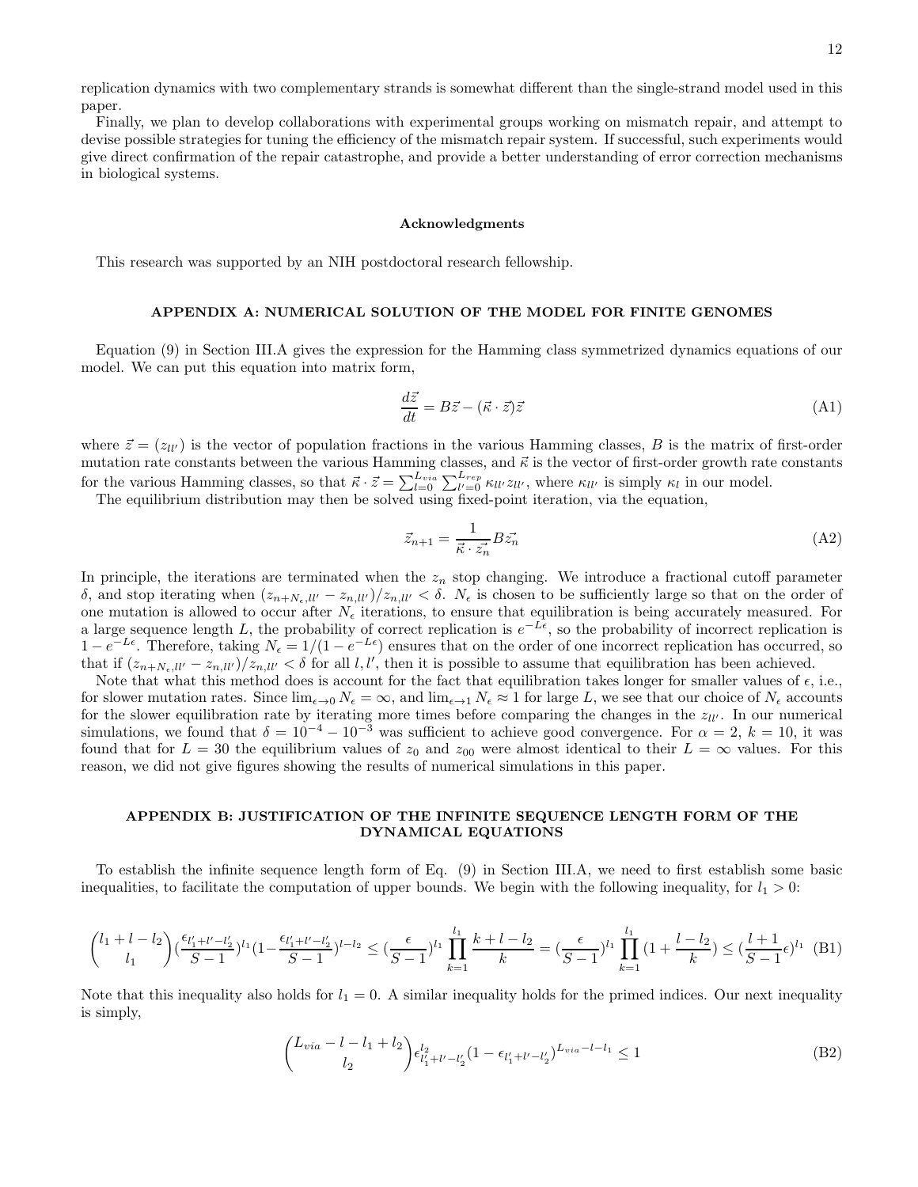replication dynamics with two complementary strands is somewhat different than the single-strand model used in this paper.

Finally, we plan to develop collaborations with experimental groups working on mismatch repair, and attempt to devise possible strategies for tuning the efficiency of the mismatch repair system. If successful, such experiments would give direct confirmation of the repair catastrophe, and provide a better understanding of error correction mechanisms in biological systems.

#### Acknowledgments

This research was supported by an NIH postdoctoral research fellowship.

## APPENDIX A: NUMERICAL SOLUTION OF THE MODEL FOR FINITE GENOMES

Equation (9) in Section III.A gives the expression for the Hamming class symmetrized dynamics equations of our model. We can put this equation into matrix form,

$$\frac{d\vec{z}}{dt} = B\vec{z} - (\vec{\kappa} \cdot \vec{z})\vec{z} \tag{A1}$$

where $\vec{z} = (z_{ll'})$ is the vector of population fractions in the various Hamming classes, $B$ is the matrix of first-order mutation rate constants between the various Hamming classes, and $\vec{\kappa}$ is the vector of first-order growth rate constants for the various Hamming classes, so that $\vec{\kappa} \cdot \vec{z} = \sum_{l=0}^{L_{via}} \sum_{l'=0}^{L_{rep}} \kappa_{ll'} z_{ll'}$, where $\kappa_{ll'}$ is simply $\kappa_l$ in our model.

The equilibrium distribution may then be solved using fixed-point iteration, via the equation,

$$\vec{z}_{n+1} = \frac{1}{\vec{\kappa} \cdot \vec{z_n}} B\vec{z_n} \tag{A2}$$

In principle, the iterations are terminated when the $z_n$ stop changing. We introduce a fractional cutoff parameter $\delta$, and stop iterating when $(z_{n+N_\epsilon, ll'} - z_{n,ll'})/z_{n,ll'} < \delta$. $N_\epsilon$ is chosen to be sufficiently large so that on the order of one mutation is allowed to occur after $N_\epsilon$ iterations, to ensure that equilibration is being accurately measured. For a large sequence length $L$, the probability of correct replication is $e^{-L\epsilon}$, so the probability of incorrect replication is $1 - e^{-L\epsilon}$. Therefore, taking $N_\epsilon = 1/(1 - e^{-L\epsilon})$ ensures that on the order of one incorrect replication has occurred, so that if $(z_{n+N_\epsilon, ll'} - z_{n,ll'})/z_{n,ll'} < \delta$ for all $l, l'$, then it is possible to assume that equilibration has been achieved.

Note that what this method does is account for the fact that equilibration takes longer for smaller values of $\epsilon$, i.e., for slower mutation rates. Since $\lim_{\epsilon \to 0} N_\epsilon = \infty$, and $\lim_{\epsilon \to 1} N_\epsilon \approx 1$ for large $L$, we see that our choice of $N_\epsilon$ accounts for the slower equilibration rate by iterating more times before comparing the changes in the $z_{ll'}$. In our numerical simulations, we found that $\delta = 10^{-4} - 10^{-3}$ was sufficient to achieve good convergence. For $\alpha = 2$, $k = 10$, it was found that for $L = 30$ the equilibrium values of $z_0$ and $z_{00}$ were almost identical to their $L = \infty$ values. For this reason, we did not give figures showing the results of numerical simulations in this paper.

## APPENDIX B: JUSTIFICATION OF THE INFINITE SEQUENCE LENGTH FORM OF THE DYNAMICAL EQUATIONS

To establish the infinite sequence length form of Eq. (9) in Section III.A, we need to first establish some basic inequalities, to facilitate the computation of upper bounds. We begin with the following inequality, for $l_1 > 0$:

$$\binom{l_1 + l - l_2}{l_1} \left(\frac{\epsilon_{l'_1 + l' - l'_2}}{S-1}\right)^{l_1} \left(1 - \frac{\epsilon_{l'_1 + l' - l'_2}}{S-1}\right)^{l - l_2} \leq \left(\frac{\epsilon}{S-1}\right)^{l_1} \prod_{k=1}^{l_1} \frac{k + l - l_2}{k} = \left(\frac{\epsilon}{S-1}\right)^{l_1} \prod_{k=1}^{l_1} \left(1 + \frac{l - l_2}{k}\right) \leq \left(\frac{l+1}{S-1}\epsilon\right)^{l_1} \tag{B1}$$

Note that this inequality also holds for $l_1 = 0$. A similar inequality holds for the primed indices. Our next inequality is simply,

$$\binom{L_{via} - l - l_1 + l_2}{l_2} \epsilon_{l'_1 + l' - l'_2}^{l_2} (1 - \epsilon_{l'_1 + l' - l'_2})^{L_{via} - l - l_1} \leq 1 \tag{B2}$$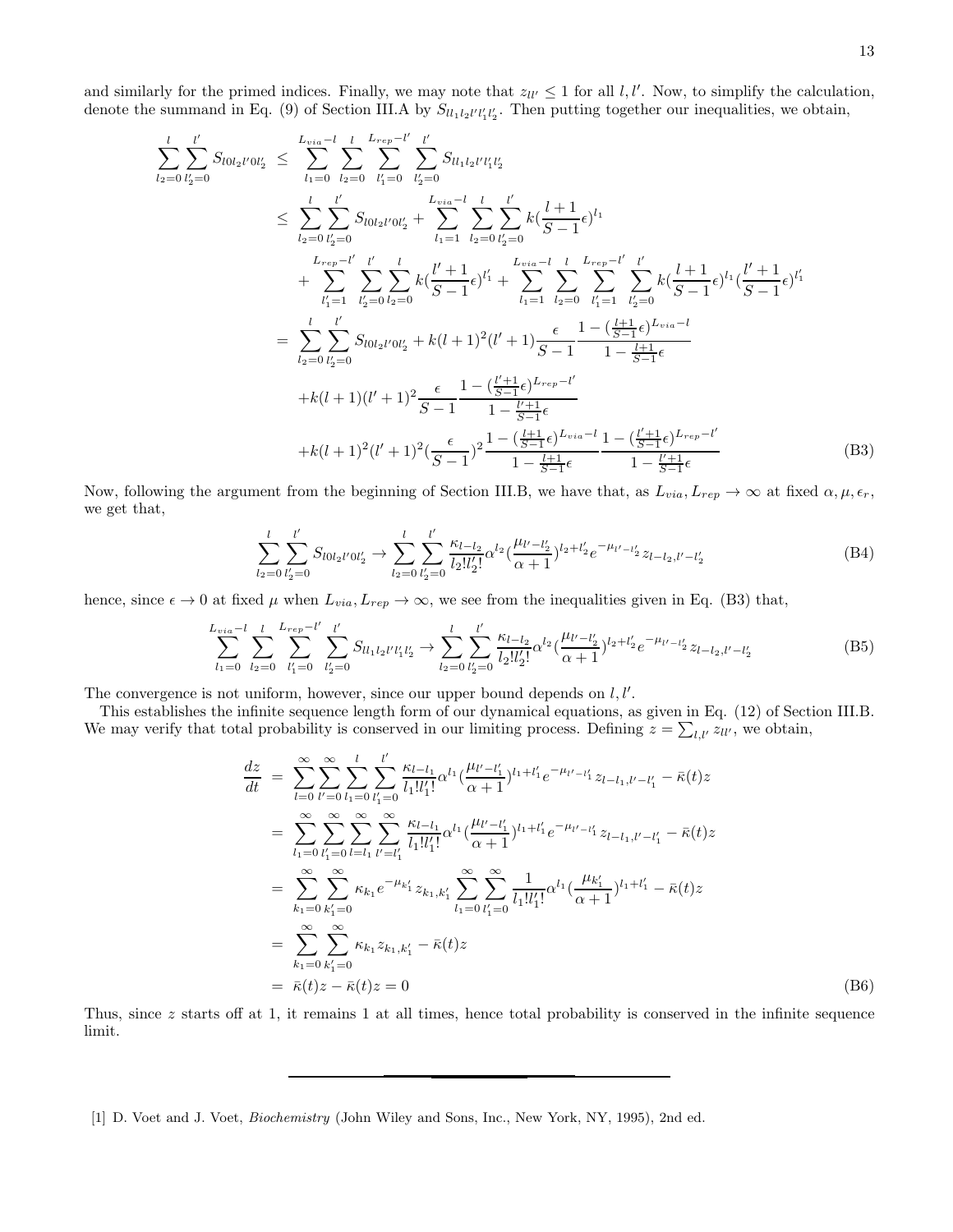and similarly for the primed indices. Finally, we may note that $z_{ll'} \leq 1$ for all $l, l'$. Now, to simplify the calculation, denote the summand in Eq. (9) of Section III.A by $S_{ll_1 l_2 l' l'_1 l'_2}$. Then putting together our inequalities, we obtain,

$$
\begin{aligned}
\sum_{l_2=0}^{l} \sum_{l'_2=0}^{l'} S_{l0l_2l'0l'_2} &\leq \sum_{l_1=0}^{L_{via}-l} \sum_{l_2=0}^{l} \sum_{l'_1=0}^{L_{rep}-l'} \sum_{l'_2=0}^{l'} S_{ll_1l_2l'l'_1l'_2} \\
&\leq \sum_{l_2=0}^{l} \sum_{l'_2=0}^{l'} S_{l0l_2l'0l'_2} + \sum_{l_1=1}^{L_{via}-l} \sum_{l_2=0}^{l} \sum_{l'_2=0}^{l'} k(\frac{l+1}{S-1}\epsilon)^{l_1} \\
&\quad + \sum_{l'_1=1}^{L_{rep}-l'} \sum_{l'_2=0}^{l'} \sum_{l_2=0}^{l} k(\frac{l'+1}{S-1}\epsilon)^{l'_1} + \sum_{l_1=1}^{L_{via}-l} \sum_{l_2=0}^{l} \sum_{l'_1=1}^{L_{rep}-l'} \sum_{l'_2=0}^{l'} k(\frac{l+1}{S-1}\epsilon)^{l_1} (\frac{l'+1}{S-1}\epsilon)^{l'_1} \\
&= \sum_{l_2=0}^{l} \sum_{l'_2=0}^{l'} S_{l0l_2l'0l'_2} + k(l+1)^2(l'+1)\frac{\epsilon}{S-1} \frac{1-(\frac{l+1}{S-1}\epsilon)^{L_{via}-l}}{1-\frac{l+1}{S-1}\epsilon} \\
&\quad + k(l+1)(l'+1)^2\frac{\epsilon}{S-1} \frac{1-(\frac{l'+1}{S-1}\epsilon)^{L_{rep}-l'}}{1-\frac{l'+1}{S-1}\epsilon} \\
&\quad + k(l+1)^2(l'+1)^2(\frac{\epsilon}{S-1})^2 \frac{1-(\frac{l+1}{S-1}\epsilon)^{L_{via}-l}}{1-\frac{l+1}{S-1}\epsilon} \frac{1-(\frac{l'+1}{S-1}\epsilon)^{L_{rep}-l'}}{1-\frac{l'+1}{S-1}\epsilon}
\end{aligned} \tag{B3}
$$

Now, following the argument from the beginning of Section III.B, we have that, as $L_{via}, L_{rep} \to \infty$ at fixed $\alpha, \mu, \epsilon_r$, we get that,

$$
\sum_{l_2=0}^{l} \sum_{l'_2=0}^{l'} S_{l0l_2l'0l'_2} \to \sum_{l_2=0}^{l} \sum_{l'_2=0}^{l'} \frac{\kappa_{l-l_2}}{l_2! l'_2!} \alpha^{l_2} (\frac{\mu_{l'-l'_2}}{\alpha+1})^{l_2+l'_2} e^{-\mu_{l'-l'_2}} z_{l-l_2,l'-l'_2} \tag{B4}
$$

hence, since $\epsilon \to 0$ at fixed $\mu$ when $L_{via}, L_{rep} \to \infty$, we see from the inequalities given in Eq. (B3) that,

$$
\sum_{l_1=0}^{L_{via}-l} \sum_{l_2=0}^{l} \sum_{l'_1=0}^{L_{rep}-l'} \sum_{l'_2=0}^{l'} S_{ll_1l_2l'l'_1l'_2} \to \sum_{l_2=0}^{l} \sum_{l'_2=0}^{l'} \frac{\kappa_{l-l_2}}{l_2! l'_2!} \alpha^{l_2} (\frac{\mu_{l'-l'_2}}{\alpha+1})^{l_2+l'_2} e^{-\mu_{l'-l'_2}} z_{l-l_2,l'-l'_2} \tag{B5}
$$

The convergence is not uniform, however, since our upper bound depends on $l, l'$.

This establishes the infinite sequence length form of our dynamical equations, as given in Eq. (12) of Section III.B. We may verify that total probability is conserved in our limiting process. Defining $z = \sum_{l,l'} z_{ll'}$, we obtain,

$$
\begin{aligned}
\frac{dz}{dt} &= \sum_{l=0}^{\infty} \sum_{l'=0}^{\infty} \sum_{l_1=0}^{l} \sum_{l'_1=0}^{l'} \frac{\kappa_{l-l_1}}{l_1! l'_1!} \alpha^{l_1} (\frac{\mu_{l'-l'_1}}{\alpha+1})^{l_1+l'_1} e^{-\mu_{l'-l'_1}} z_{l-l_1,l'-l'_1} - \bar{\kappa}(t) z \\
&= \sum_{l_1=0}^{\infty} \sum_{l'_1=0}^{\infty} \sum_{l=l_1}^{\infty} \sum_{l'=l'_1}^{\infty} \frac{\kappa_{l-l_1}}{l_1! l'_1!} \alpha^{l_1} (\frac{\mu_{l'-l'_1}}{\alpha+1})^{l_1+l'_1} e^{-\mu_{l'-l'_1}} z_{l-l_1,l'-l'_1} - \bar{\kappa}(t) z \\
&= \sum_{k_1=0}^{\infty} \sum_{k'_1=0}^{\infty} \kappa_{k_1} e^{-\mu_{k'_1}} z_{k_1,k'_1} \sum_{l_1=0}^{\infty} \sum_{l'_1=0}^{\infty} \frac{1}{l_1! l'_1!} \alpha^{l_1} (\frac{\mu_{k'_1}}{\alpha+1})^{l_1+l'_1} - \bar{\kappa}(t) z \\
&= \sum_{k_1=0}^{\infty} \sum_{k'_1=0}^{\infty} \kappa_{k_1} z_{k_1,k'_1} - \bar{\kappa}(t) z \\
&= \bar{\kappa}(t) z - \bar{\kappa}(t) z = 0
\end{aligned} \tag{B6}
$$

Thus, since $z$ starts off at 1, it remains 1 at all times, hence total probability is conserved in the infinite sequence limit.

---

[1] D. Voet and J. Voet, *Biochemistry* (John Wiley and Sons, Inc., New York, NY, 1995), 2nd ed.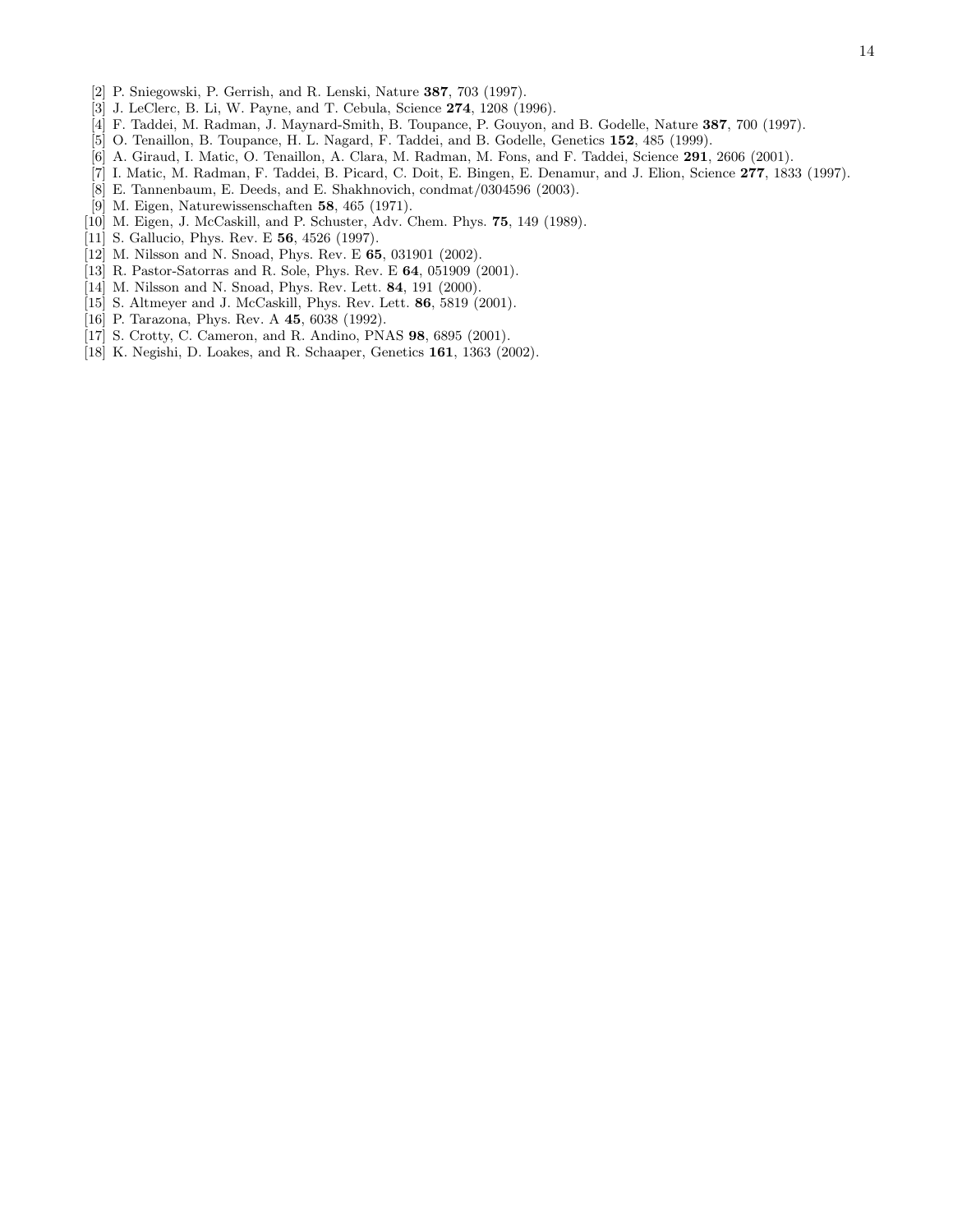[2] P. Sniegowski, P. Gerrish, and R. Lenski, Nature **387**, 703 (1997).
[3] J. LeClerc, B. Li, W. Payne, and T. Cebula, Science **274**, 1208 (1996).
[4] F. Taddei, M. Radman, J. Maynard-Smith, B. Toupance, P. Gouyon, and B. Godelle, Nature **387**, 700 (1997).
[5] O. Tenaillon, B. Toupance, H. L. Nagard, F. Taddei, and B. Godelle, Genetics **152**, 485 (1999).
[6] A. Giraud, I. Matic, O. Tenaillon, A. Clara, M. Radman, M. Fons, and F. Taddei, Science **291**, 2606 (2001).
[7] I. Matic, M. Radman, F. Taddei, B. Picard, C. Doit, E. Bingen, E. Denamur, and J. Elion, Science **277**, 1833 (1997).
[8] E. Tannenbaum, E. Deeds, and E. Shakhnovich, condmat/0304596 (2003).
[9] M. Eigen, Naturewissenschaften **58**, 465 (1971).
[10] M. Eigen, J. McCaskill, and P. Schuster, Adv. Chem. Phys. **75**, 149 (1989).
[11] S. Gallucio, Phys. Rev. E **56**, 4526 (1997).
[12] M. Nilsson and N. Snoad, Phys. Rev. E **65**, 031901 (2002).
[13] R. Pastor-Satorras and R. Sole, Phys. Rev. E **64**, 051909 (2001).
[14] M. Nilsson and N. Snoad, Phys. Rev. Lett. **84**, 191 (2000).
[15] S. Altmeyer and J. McCaskill, Phys. Rev. Lett. **86**, 5819 (2001).
[16] P. Tarazona, Phys. Rev. A **45**, 6038 (1992).
[17] S. Crotty, C. Cameron, and R. Andino, PNAS **98**, 6895 (2001).
[18] K. Negishi, D. Loakes, and R. Schaaper, Genetics **161**, 1363 (2002).